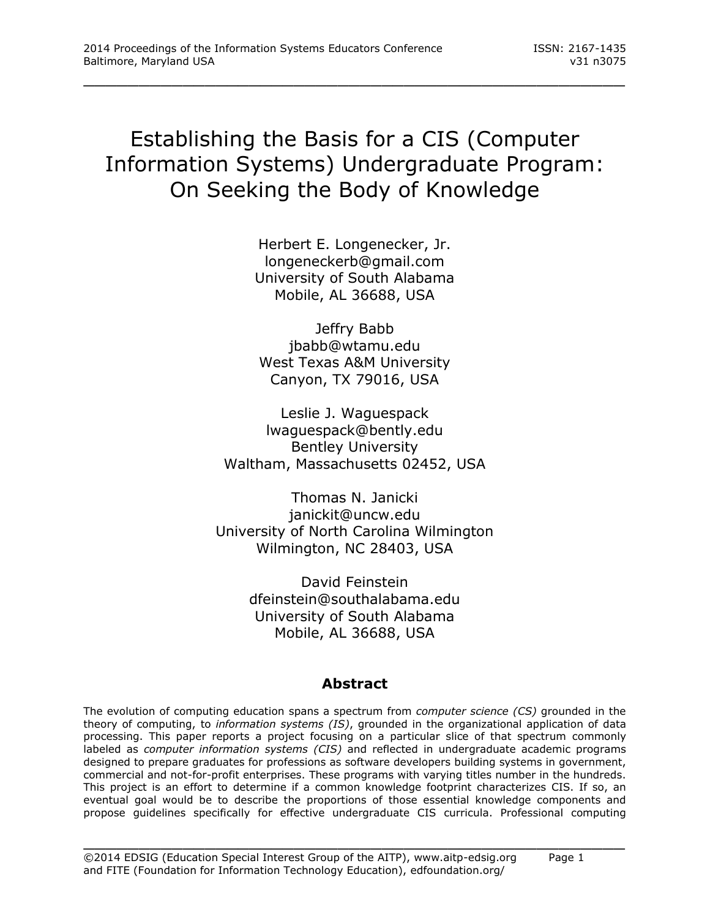# Establishing the Basis for a CIS (Computer Information Systems) Undergraduate Program: On Seeking the Body of Knowledge

Herbert E. Longenecker, Jr.
longeneckerb@gmail.com
University of South Alabama
Mobile, AL 36688, USA

Jeffry Babb
jbabb@wtamu.edu
West Texas A&M University
Canyon, TX 79016, USA

Leslie J. Waguespack
lwaguespack@bently.edu
Bentley University
Waltham, Massachusetts 02452, USA

Thomas N. Janicki
janickit@uncw.edu
University of North Carolina Wilmington
Wilmington, NC 28403, USA

David Feinstein
dfeinstein@southalabama.edu
University of South Alabama
Mobile, AL 36688, USA

## Abstract

The evolution of computing education spans a spectrum from *computer science (CS)* grounded in the theory of computing, to *information systems (IS)*, grounded in the organizational application of data processing. This paper reports a project focusing on a particular slice of that spectrum commonly labeled as *computer information systems (CIS)* and reflected in undergraduate academic programs designed to prepare graduates for professions as software developers building systems in government, commercial and not-for-profit enterprises. These programs with varying titles number in the hundreds. This project is an effort to determine if a common knowledge footprint characterizes CIS. If so, an eventual goal would be to describe the proportions of those essential knowledge components and propose guidelines specifically for effective undergraduate CIS curricula. Professional computing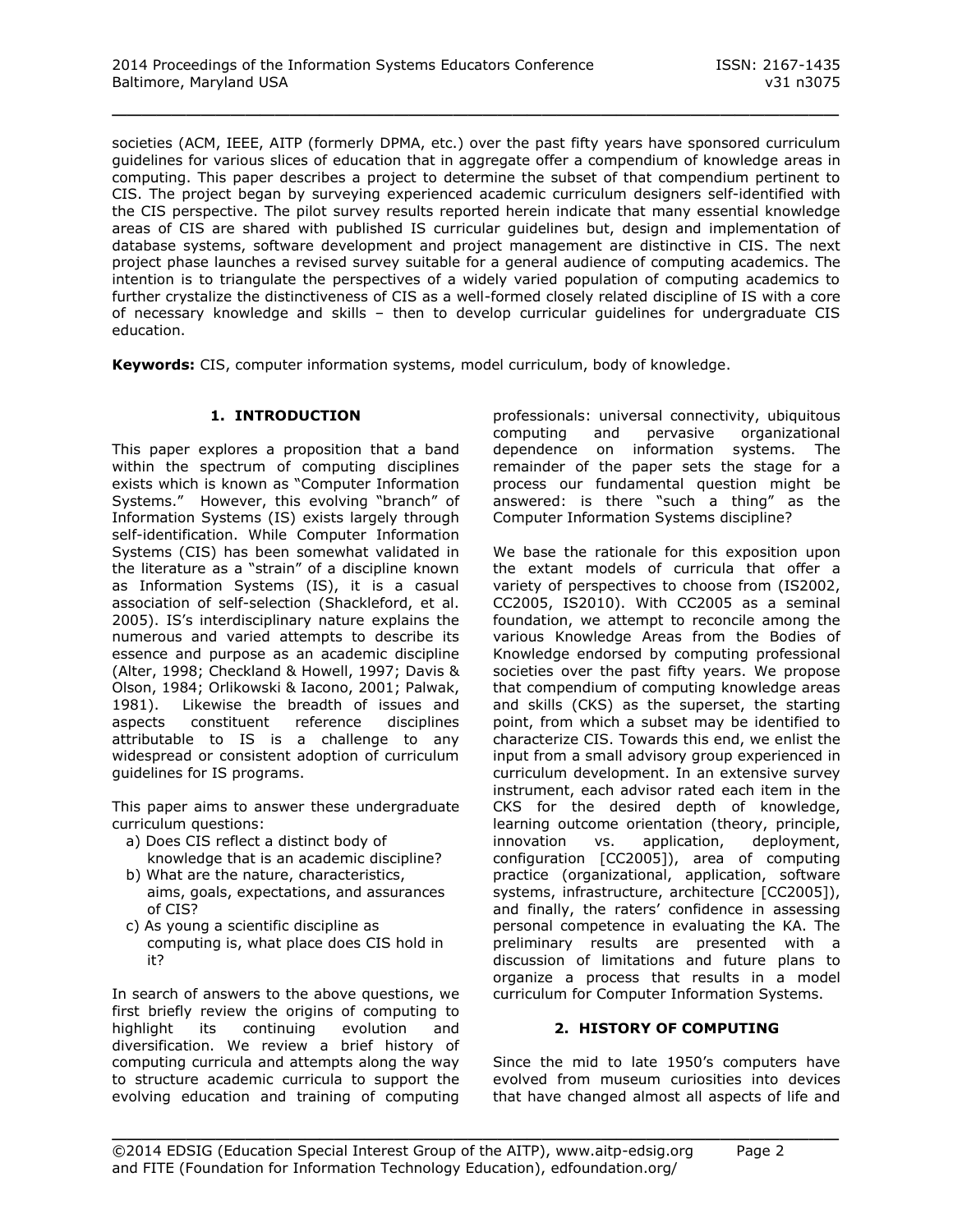societies (ACM, IEEE, AITP (formerly DPMA, etc.) over the past fifty years have sponsored curriculum guidelines for various slices of education that in aggregate offer a compendium of knowledge areas in computing. This paper describes a project to determine the subset of that compendium pertinent to CIS. The project began by surveying experienced academic curriculum designers self-identified with the CIS perspective. The pilot survey results reported herein indicate that many essential knowledge areas of CIS are shared with published IS curricular guidelines but, design and implementation of database systems, software development and project management are distinctive in CIS. The next project phase launches a revised survey suitable for a general audience of computing academics. The intention is to triangulate the perspectives of a widely varied population of computing academics to further crystalize the distinctiveness of CIS as a well-formed closely related discipline of IS with a core of necessary knowledge and skills – then to develop curricular guidelines for undergraduate CIS education.

**Keywords:** CIS, computer information systems, model curriculum, body of knowledge.

## 1. INTRODUCTION

This paper explores a proposition that a band within the spectrum of computing disciplines exists which is known as "Computer Information Systems." However, this evolving "branch" of Information Systems (IS) exists largely through self-identification. While Computer Information Systems (CIS) has been somewhat validated in the literature as a "strain" of a discipline known as Information Systems (IS), it is a casual association of self-selection (Shackleford, et al. 2005). IS's interdisciplinary nature explains the numerous and varied attempts to describe its essence and purpose as an academic discipline (Alter, 1998; Checkland & Howell, 1997; Davis & Olson, 1984; Orlikowski & Iacono, 2001; Palwak, 1981). Likewise the breadth of issues and aspects constituent reference disciplines attributable to IS is a challenge to any widespread or consistent adoption of curriculum guidelines for IS programs.

This paper aims to answer these undergraduate curriculum questions:

a) Does CIS reflect a distinct body of knowledge that is an academic discipline?
b) What are the nature, characteristics, aims, goals, expectations, and assurances of CIS?
c) As young a scientific discipline as computing is, what place does CIS hold in it?

In search of answers to the above questions, we first briefly review the origins of computing to highlight its continuing evolution and diversification. We review a brief history of computing curricula and attempts along the way to structure academic curricula to support the evolving education and training of computing professionals: universal connectivity, ubiquitous computing and pervasive organizational dependence on information systems. The remainder of the paper sets the stage for a process our fundamental question might be answered: is there "such a thing" as the Computer Information Systems discipline?

We base the rationale for this exposition upon the extant models of curricula that offer a variety of perspectives to choose from (IS2002, CC2005, IS2010). With CC2005 as a seminal foundation, we attempt to reconcile among the various Knowledge Areas from the Bodies of Knowledge endorsed by computing professional societies over the past fifty years. We propose that compendium of computing knowledge areas and skills (CKS) as the superset, the starting point, from which a subset may be identified to characterize CIS. Towards this end, we enlist the input from a small advisory group experienced in curriculum development. In an extensive survey instrument, each advisor rated each item in the CKS for the desired depth of knowledge, learning outcome orientation (theory, principle, innovation vs. application, deployment, configuration [CC2005]), area of computing practice (organizational, application, software systems, infrastructure, architecture [CC2005]), and finally, the raters' confidence in assessing personal competence in evaluating the KA. The preliminary results are presented with a discussion of limitations and future plans to organize a process that results in a model curriculum for Computer Information Systems.

## 2. HISTORY OF COMPUTING

Since the mid to late 1950's computers have evolved from museum curiosities into devices that have changed almost all aspects of life and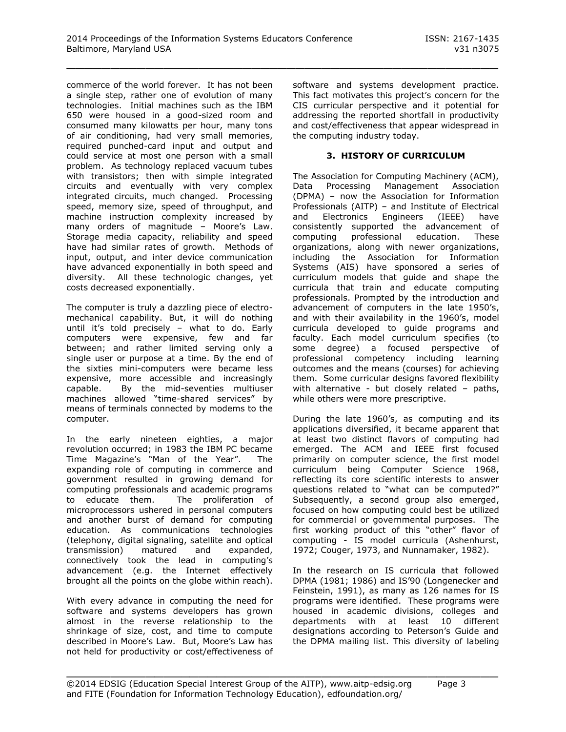commerce of the world forever. It has not been a single step, rather one of evolution of many technologies. Initial machines such as the IBM 650 were housed in a good-sized room and consumed many kilowatts per hour, many tons of air conditioning, had very small memories, required punched-card input and output and could service at most one person with a small problem. As technology replaced vacuum tubes with transistors; then with simple integrated circuits and eventually with very complex integrated circuits, much changed. Processing speed, memory size, speed of throughput, and machine instruction complexity increased by many orders of magnitude – Moore's Law. Storage media capacity, reliability and speed have had similar rates of growth. Methods of input, output, and inter device communication have advanced exponentially in both speed and diversity. All these technologic changes, yet costs decreased exponentially.

The computer is truly a dazzling piece of electro-mechanical capability. But, it will do nothing until it's told precisely – what to do. Early computers were expensive, few and far between; and rather limited serving only a single user or purpose at a time. By the end of the sixties mini-computers were became less expensive, more accessible and increasingly capable. By the mid-seventies multiuser machines allowed "time-shared services" by means of terminals connected by modems to the computer.

In the early nineteen eighties, a major revolution occurred; in 1983 the IBM PC became Time Magazine's "Man of the Year". The expanding role of computing in commerce and government resulted in growing demand for computing professionals and academic programs to educate them. The proliferation of microprocessors ushered in personal computers and another burst of demand for computing education. As communications technologies (telephony, digital signaling, satellite and optical transmission) matured and expanded, connectively took the lead in computing's advancement (e.g. the Internet effectively brought all the points on the globe within reach).

With every advance in computing the need for software and systems developers has grown almost in the reverse relationship to the shrinkage of size, cost, and time to compute described in Moore's Law. But, Moore's Law has not held for productivity or cost/effectiveness of software and systems development practice. This fact motivates this project's concern for the CIS curricular perspective and it potential for addressing the reported shortfall in productivity and cost/effectiveness that appear widespread in the computing industry today.

## 3. HISTORY OF CURRICULUM

The Association for Computing Machinery (ACM), Data Processing Management Association (DPMA) – now the Association for Information Professionals (AITP) – and Institute of Electrical and Electronics Engineers (IEEE) have consistently supported the advancement of computing professional education. These organizations, along with newer organizations, including the Association for Information Systems (AIS) have sponsored a series of curriculum models that guide and shape the curricula that train and educate computing professionals. Prompted by the introduction and advancement of computers in the late 1950's, and with their availability in the 1960's, model curricula developed to guide programs and faculty. Each model curriculum specifies (to some degree) a focused perspective of professional competency including learning outcomes and the means (courses) for achieving them. Some curricular designs favored flexibility with alternative - but closely related – paths, while others were more prescriptive.

During the late 1960's, as computing and its applications diversified, it became apparent that at least two distinct flavors of computing had emerged. The ACM and IEEE first focused primarily on computer science, the first model curriculum being Computer Science 1968, reflecting its core scientific interests to answer questions related to "what can be computed?" Subsequently, a second group also emerged, focused on how computing could best be utilized for commercial or governmental purposes. The first working product of this "other" flavor of computing - IS model curricula (Ashenhurst, 1972; Couger, 1973, and Nunnamaker, 1982).

In the research on IS curricula that followed DPMA (1981; 1986) and IS'90 (Longenecker and Feinstein, 1991), as many as 126 names for IS programs were identified. These programs were housed in academic divisions, colleges and departments with at least 10 different designations according to Peterson's Guide and the DPMA mailing list. This diversity of labeling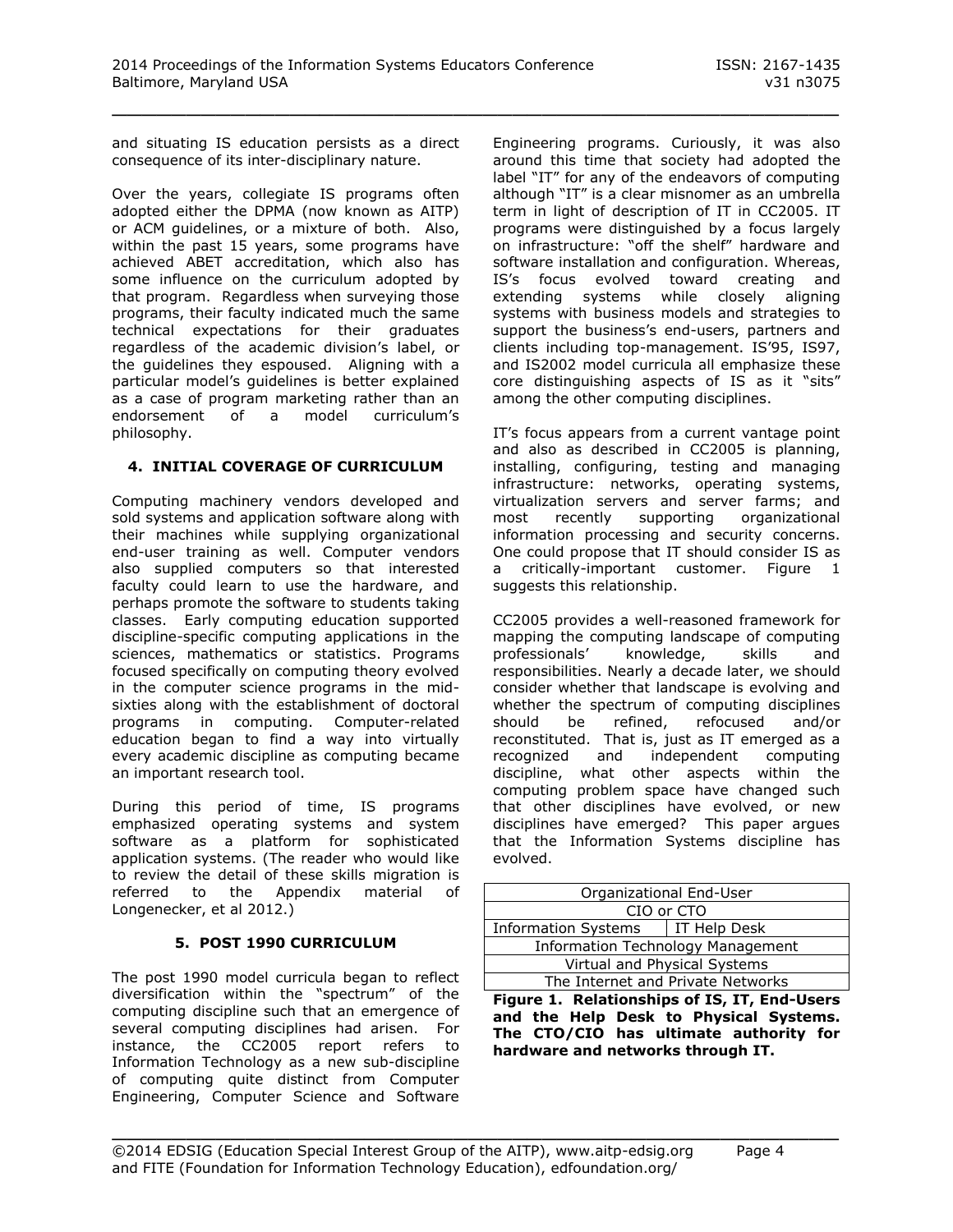and situating IS education persists as a direct consequence of its inter-disciplinary nature.

Over the years, collegiate IS programs often adopted either the DPMA (now known as AITP) or ACM guidelines, or a mixture of both. Also, within the past 15 years, some programs have achieved ABET accreditation, which also has some influence on the curriculum adopted by that program. Regardless when surveying those programs, their faculty indicated much the same technical expectations for their graduates regardless of the academic division's label, or the guidelines they espoused. Aligning with a particular model's guidelines is better explained as a case of program marketing rather than an endorsement of a model curriculum's philosophy.

## 4. INITIAL COVERAGE OF CURRICULUM

Computing machinery vendors developed and sold systems and application software along with their machines while supplying organizational end-user training as well. Computer vendors also supplied computers so that interested faculty could learn to use the hardware, and perhaps promote the software to students taking classes. Early computing education supported discipline-specific computing applications in the sciences, mathematics or statistics. Programs focused specifically on computing theory evolved in the computer science programs in the mid-sixties along with the establishment of doctoral programs in computing. Computer-related education began to find a way into virtually every academic discipline as computing became an important research tool.

During this period of time, IS programs emphasized operating systems and system software as a platform for sophisticated application systems. (The reader who would like to review the detail of these skills migration is referred to the Appendix material of Longenecker, et al 2012.)

## 5. POST 1990 CURRICULUM

The post 1990 model curricula began to reflect diversification within the "spectrum" of the computing discipline such that an emergence of several computing disciplines had arisen. For instance, the CC2005 report refers to Information Technology as a new sub-discipline of computing quite distinct from Computer Engineering, Computer Science and Software Engineering programs. Curiously, it was also around this time that society had adopted the label "IT" for any of the endeavors of computing although "IT" is a clear misnomer as an umbrella term in light of description of IT in CC2005. IT programs were distinguished by a focus largely on infrastructure: "off the shelf" hardware and software installation and configuration. Whereas, IS's focus evolved toward creating and extending systems while closely aligning systems with business models and strategies to support the business's end-users, partners and clients including top-management. IS'95, IS97, and IS2002 model curricula all emphasize these core distinguishing aspects of IS as it "sits" among the other computing disciplines.

IT's focus appears from a current vantage point and also as described in CC2005 is planning, installing, configuring, testing and managing infrastructure: networks, operating systems, virtualization servers and server farms; and most recently supporting organizational information processing and security concerns. One could propose that IT should consider IS as a critically-important customer. Figure 1 suggests this relationship.

CC2005 provides a well-reasoned framework for mapping the computing landscape of computing professionals' knowledge, skills and responsibilities. Nearly a decade later, we should consider whether that landscape is evolving and whether the spectrum of computing disciplines should be refined, refocused and/or reconstituted. That is, just as IT emerged as a recognized and independent computing discipline, what other aspects within the computing problem space have changed such that other disciplines have evolved, or new disciplines have emerged? This paper argues that the Information Systems discipline has evolved.

| Organizational End-User | |
|---|---|
| CIO or CTO | |
| Information Systems | IT Help Desk |
| Information Technology Management | |
| Virtual and Physical Systems | |
| The Internet and Private Networks | |

**Figure 1. Relationships of IS, IT, End-Users and the Help Desk to Physical Systems. The CTO/CIO has ultimate authority for hardware and networks through IT.**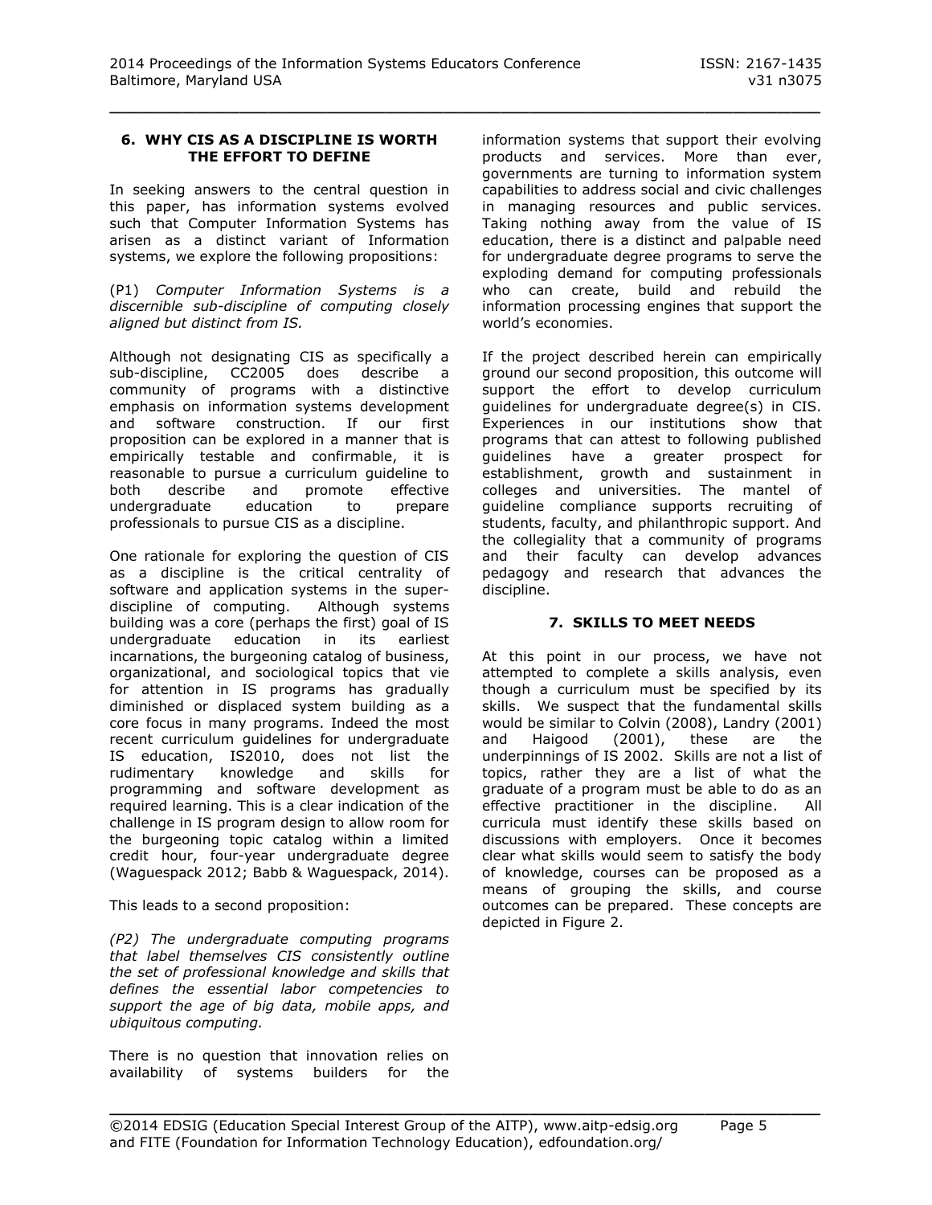## 6. WHY CIS AS A DISCIPLINE IS WORTH THE EFFORT TO DEFINE

In seeking answers to the central question in this paper, has information systems evolved such that Computer Information Systems has arisen as a distinct variant of Information systems, we explore the following propositions:

(P1) *Computer Information Systems is a discernible sub-discipline of computing closely aligned but distinct from IS.*

Although not designating CIS as specifically a sub-discipline, CC2005 does describe a community of programs with a distinctive emphasis on information systems development and software construction. If our first proposition can be explored in a manner that is empirically testable and confirmable, it is reasonable to pursue a curriculum guideline to both describe and promote effective undergraduate education to prepare professionals to pursue CIS as a discipline.

One rationale for exploring the question of CIS as a discipline is the critical centrality of software and application systems in the super-discipline of computing. Although systems building was a core (perhaps the first) goal of IS undergraduate education in its earliest incarnations, the burgeoning catalog of business, organizational, and sociological topics that vie for attention in IS programs has gradually diminished or displaced system building as a core focus in many programs. Indeed the most recent curriculum guidelines for undergraduate IS education, IS2010, does not list the rudimentary knowledge and skills for programming and software development as required learning. This is a clear indication of the challenge in IS program design to allow room for the burgeoning topic catalog within a limited credit hour, four-year undergraduate degree (Waguespack 2012; Babb & Waguespack, 2014).

This leads to a second proposition:

*(P2) The undergraduate computing programs that label themselves CIS consistently outline the set of professional knowledge and skills that defines the essential labor competencies to support the age of big data, mobile apps, and ubiquitous computing.*

There is no question that innovation relies on availability of systems builders for the information systems that support their evolving products and services. More than ever, governments are turning to information system capabilities to address social and civic challenges in managing resources and public services. Taking nothing away from the value of IS education, there is a distinct and palpable need for undergraduate degree programs to serve the exploding demand for computing professionals who can create, build and rebuild the information processing engines that support the world's economies.

If the project described herein can empirically ground our second proposition, this outcome will support the effort to develop curriculum guidelines for undergraduate degree(s) in CIS. Experiences in our institutions show that programs that can attest to following published guidelines have a greater prospect for establishment, growth and sustainment in colleges and universities. The mantel of guideline compliance supports recruiting of students, faculty, and philanthropic support. And the collegiality that a community of programs and their faculty can develop advances pedagogy and research that advances the discipline.

## 7. SKILLS TO MEET NEEDS

At this point in our process, we have not attempted to complete a skills analysis, even though a curriculum must be specified by its skills. We suspect that the fundamental skills would be similar to Colvin (2008), Landry (2001) and Haigood (2001), these are the underpinnings of IS 2002. Skills are not a list of topics, rather they are a list of what the graduate of a program must be able to do as an effective practitioner in the discipline. All curricula must identify these skills based on discussions with employers. Once it becomes clear what skills would seem to satisfy the body of knowledge, courses can be proposed as a means of grouping the skills, and course outcomes can be prepared. These concepts are depicted in Figure 2.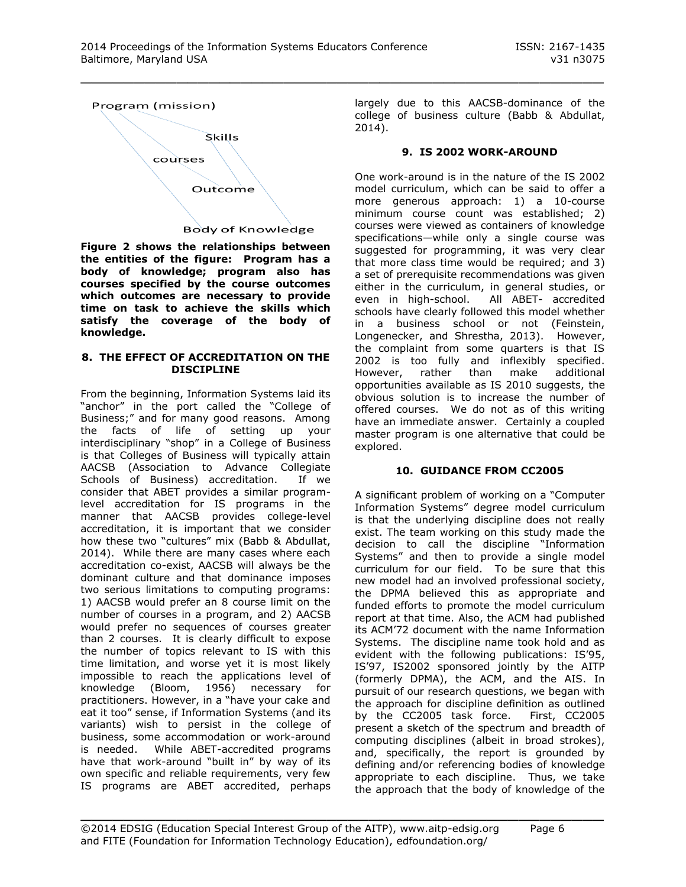Program (mission)

Skills

courses

Outcome

Body of Knowledge

**Figure 2 shows the relationships between the entities of the figure: Program has a body of knowledge; program also has courses specified by the course outcomes which outcomes are necessary to provide time on task to achieve the skills which satisfy the coverage of the body of knowledge.**

## 8. THE EFFECT OF ACCREDITATION ON THE DISCIPLINE

From the beginning, Information Systems laid its "anchor" in the port called the "College of Business;" and for many good reasons. Among the facts of life of setting up your interdisciplinary "shop" in a College of Business is that Colleges of Business will typically attain AACSB (Association to Advance Collegiate Schools of Business) accreditation. If we consider that ABET provides a similar program-level accreditation for IS programs in the manner that AACSB provides college-level accreditation, it is important that we consider how these two "cultures" mix (Babb & Abdullat, 2014). While there are many cases where each accreditation co-exist, AACSB will always be the dominant culture and that dominance imposes two serious limitations to computing programs: 1) AACSB would prefer an 8 course limit on the number of courses in a program, and 2) AACSB would prefer no sequences of courses greater than 2 courses. It is clearly difficult to expose the number of topics relevant to IS with this time limitation, and worse yet it is most likely impossible to reach the applications level of knowledge (Bloom, 1956) necessary for practitioners. However, in a "have your cake and eat it too" sense, if Information Systems (and its variants) wish to persist in the college of business, some accommodation or work-around is needed. While ABET-accredited programs have that work-around "built in" by way of its own specific and reliable requirements, very few IS programs are ABET accredited, perhaps largely due to this AACSB-dominance of the college of business culture (Babb & Abdullat, 2014).

## 9. IS 2002 WORK-AROUND

One work-around is in the nature of the IS 2002 model curriculum, which can be said to offer a more generous approach: 1) a 10-course minimum course count was established; 2) courses were viewed as containers of knowledge specifications—while only a single course was suggested for programming, it was very clear that more class time would be required; and 3) a set of prerequisite recommendations was given either in the curriculum, in general studies, or even in high-school. All ABET- accredited schools have clearly followed this model whether in a business school or not (Feinstein, Longenecker, and Shrestha, 2013). However, the complaint from some quarters is that IS 2002 is too fully and inflexibly specified. However, rather than make additional opportunities available as IS 2010 suggests, the obvious solution is to increase the number of offered courses. We do not as of this writing have an immediate answer. Certainly a coupled master program is one alternative that could be explored.

## 10. GUIDANCE FROM CC2005

A significant problem of working on a "Computer Information Systems" degree model curriculum is that the underlying discipline does not really exist. The team working on this study made the decision to call the discipline "Information Systems" and then to provide a single model curriculum for our field. To be sure that this new model had an involved professional society, the DPMA believed this as appropriate and funded efforts to promote the model curriculum report at that time. Also, the ACM had published its ACM'72 document with the name Information Systems. The discipline name took hold and as evident with the following publications: IS'95, IS'97, IS2002 sponsored jointly by the AITP (formerly DPMA), the ACM, and the AIS. In pursuit of our research questions, we began with the approach for discipline definition as outlined by the CC2005 task force. First, CC2005 present a sketch of the spectrum and breadth of computing disciplines (albeit in broad strokes), and, specifically, the report is grounded by defining and/or referencing bodies of knowledge appropriate to each discipline. Thus, we take the approach that the body of knowledge of the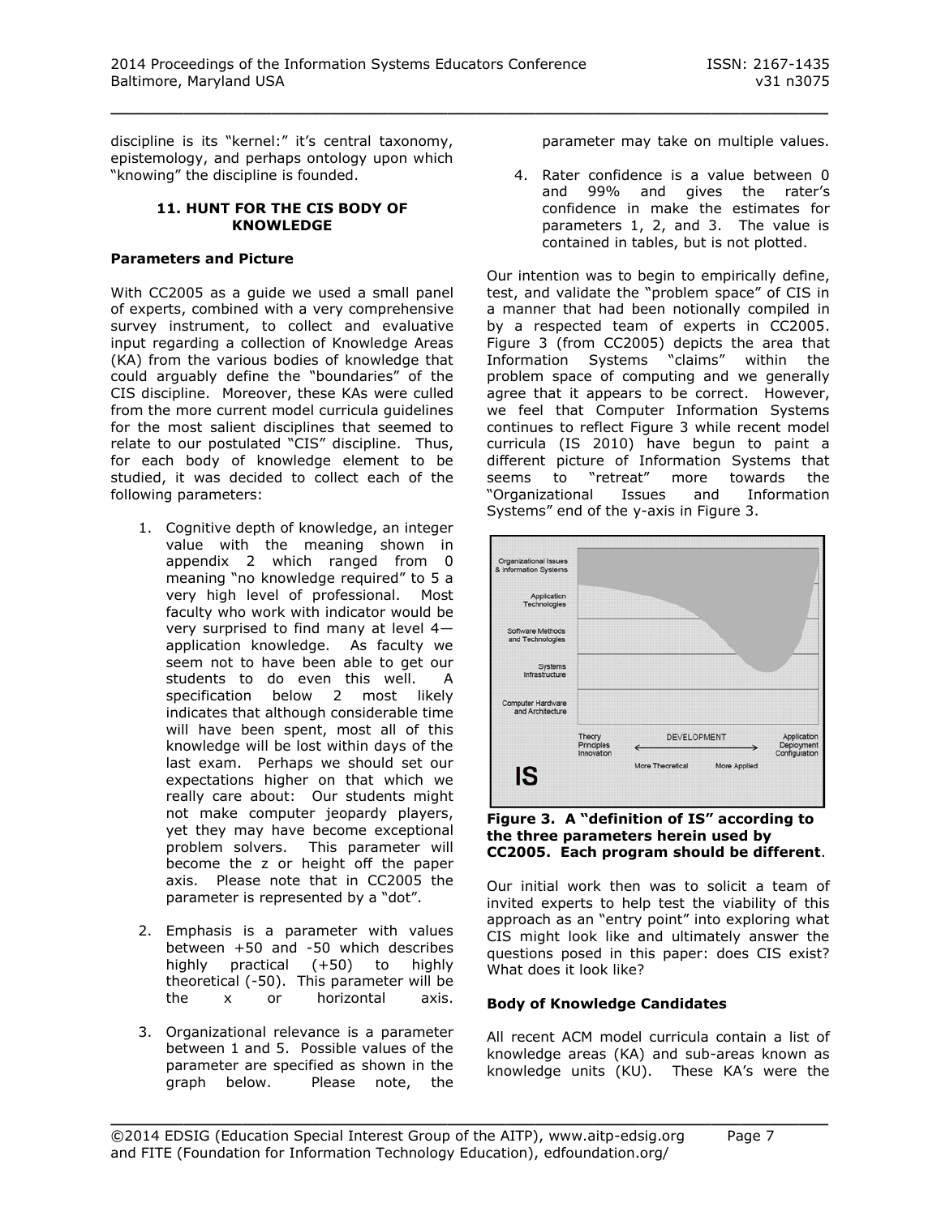discipline is its "kernel:" it's central taxonomy, epistemology, and perhaps ontology upon which "knowing" the discipline is founded.

## 11. HUNT FOR THE CIS BODY OF KNOWLEDGE

### Parameters and Picture

With CC2005 as a guide we used a small panel of experts, combined with a very comprehensive survey instrument, to collect and evaluative input regarding a collection of Knowledge Areas (KA) from the various bodies of knowledge that could arguably define the "boundaries" of the CIS discipline. Moreover, these KAs were culled from the more current model curricula guidelines for the most salient disciplines that seemed to relate to our postulated "CIS" discipline. Thus, for each body of knowledge element to be studied, it was decided to collect each of the following parameters:

1. Cognitive depth of knowledge, an integer value with the meaning shown in appendix 2 which ranged from 0 meaning "no knowledge required" to 5 a very high level of professional. Most faculty who work with indicator would be very surprised to find many at level 4—application knowledge. As faculty we seem not to have been able to get our students to do even this well. A specification below 2 most likely indicates that although considerable time will have been spent, most all of this knowledge will be lost within days of the last exam. Perhaps we should set our expectations higher on that which we really care about: Our students might not make computer jeopardy players, yet they may have become exceptional problem solvers. This parameter will become the z or height off the paper axis. Please note that in CC2005 the parameter is represented by a "dot".

2. Emphasis is a parameter with values between +50 and -50 which describes highly practical (+50) to highly theoretical (-50). This parameter will be the x or horizontal axis.

3. Organizational relevance is a parameter between 1 and 5. Possible values of the parameter are specified as shown in the graph below. Please note, the parameter may take on multiple values.

4. Rater confidence is a value between 0 and 99% and gives the rater's confidence in make the estimates for parameters 1, 2, and 3. The value is contained in tables, but is not plotted.

Our intention was to begin to empirically define, test, and validate the "problem space" of CIS in a manner that had been notionally compiled in by a respected team of experts in CC2005. Figure 3 (from CC2005) depicts the area that Information Systems "claims" within the problem space of computing and we generally agree that it appears to be correct. However, we feel that Computer Information Systems continues to reflect Figure 3 while recent model curricula (IS 2010) have begun to paint a different picture of Information Systems that seems to "retreat" more towards the "Organizational Issues and Information Systems" end of the y-axis in Figure 3.

**Figure 3. A "definition of IS" according to the three parameters herein used by CC2005. Each program should be different**.

Our initial work then was to solicit a team of invited experts to help test the viability of this approach as an "entry point" into exploring what CIS might look like and ultimately answer the questions posed in this paper: does CIS exist? What does it look like?

### Body of Knowledge Candidates

All recent ACM model curricula contain a list of knowledge areas (KA) and sub-areas known as knowledge units (KU). These KA's were the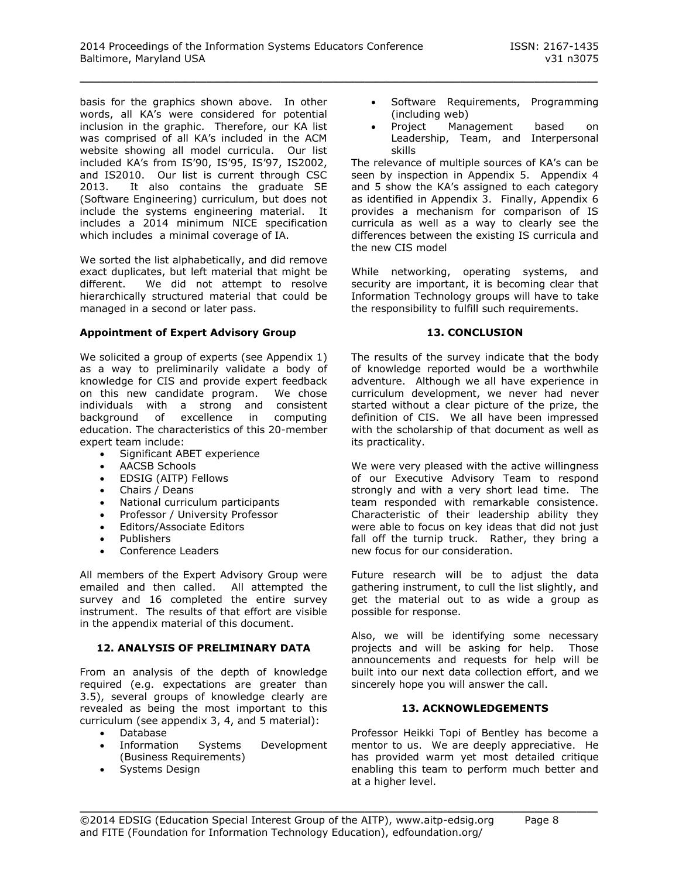basis for the graphics shown above. In other words, all KA's were considered for potential inclusion in the graphic. Therefore, our KA list was comprised of all KA's included in the ACM website showing all model curricula. Our list included KA's from IS'90, IS'95, IS'97, IS2002, and IS2010. Our list is current through CSC 2013. It also contains the graduate SE (Software Engineering) curriculum, but does not include the systems engineering material. It includes a 2014 minimum NICE specification which includes a minimal coverage of IA.

We sorted the list alphabetically, and did remove exact duplicates, but left material that might be different. We did not attempt to resolve hierarchically structured material that could be managed in a second or later pass.

**Appointment of Expert Advisory Group**

We solicited a group of experts (see Appendix 1) as a way to preliminarily validate a body of knowledge for CIS and provide expert feedback on this new candidate program. We chose individuals with a strong and consistent background of excellence in computing education. The characteristics of this 20-member expert team include:

- Significant ABET experience
- AACSB Schools
- EDSIG (AITP) Fellows
- Chairs / Deans
- National curriculum participants
- Professor / University Professor
- Editors/Associate Editors
- Publishers
- Conference Leaders

All members of the Expert Advisory Group were emailed and then called. All attempted the survey and 16 completed the entire survey instrument. The results of that effort are visible in the appendix material of this document.

## 12. ANALYSIS OF PRELIMINARY DATA

From an analysis of the depth of knowledge required (e.g. expectations are greater than 3.5), several groups of knowledge clearly are revealed as being the most important to this curriculum (see appendix 3, 4, and 5 material):

- Database
- Information Systems Development (Business Requirements)
- Systems Design
- Software Requirements, Programming (including web)
- Project Management based on Leadership, Team, and Interpersonal skills

The relevance of multiple sources of KA's can be seen by inspection in Appendix 5. Appendix 4 and 5 show the KA's assigned to each category as identified in Appendix 3. Finally, Appendix 6 provides a mechanism for comparison of IS curricula as well as a way to clearly see the differences between the existing IS curricula and the new CIS model

While networking, operating systems, and security are important, it is becoming clear that Information Technology groups will have to take the responsibility to fulfill such requirements.

## 13. CONCLUSION

The results of the survey indicate that the body of knowledge reported would be a worthwhile adventure. Although we all have experience in curriculum development, we never had never started without a clear picture of the prize, the definition of CIS. We all have been impressed with the scholarship of that document as well as its practicality.

We were very pleased with the active willingness of our Executive Advisory Team to respond strongly and with a very short lead time. The team responded with remarkable consistence. Characteristic of their leadership ability they were able to focus on key ideas that did not just fall off the turnip truck. Rather, they bring a new focus for our consideration.

Future research will be to adjust the data gathering instrument, to cull the list slightly, and get the material out to as wide a group as possible for response.

Also, we will be identifying some necessary projects and will be asking for help. Those announcements and requests for help will be built into our next data collection effort, and we sincerely hope you will answer the call.

## 13. ACKNOWLEDGEMENTS

Professor Heikki Topi of Bentley has become a mentor to us. We are deeply appreciative. He has provided warm yet most detailed critique enabling this team to perform much better and at a higher level.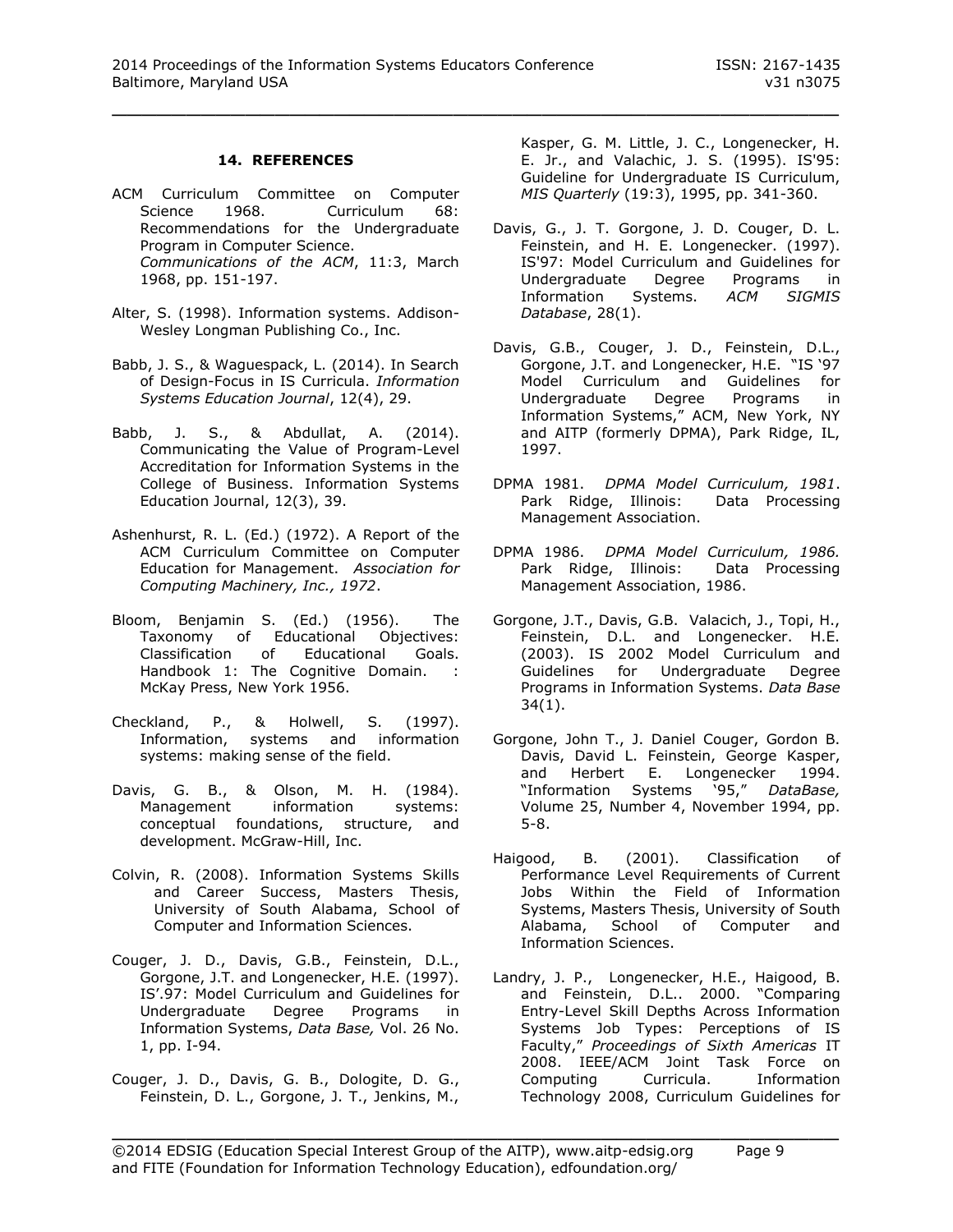## 14. REFERENCES

ACM Curriculum Committee on Computer Science 1968. Curriculum 68: Recommendations for the Undergraduate Program in Computer Science. *Communications of the ACM*, 11:3, March 1968, pp. 151-197.

Alter, S. (1998). Information systems. Addison-Wesley Longman Publishing Co., Inc.

Babb, J. S., & Waguespack, L. (2014). In Search of Design-Focus in IS Curricula. *Information Systems Education Journal*, 12(4), 29.

Babb, J. S., & Abdullat, A. (2014). Communicating the Value of Program-Level Accreditation for Information Systems in the College of Business. Information Systems Education Journal, 12(3), 39.

Ashenhurst, R. L. (Ed.) (1972). A Report of the ACM Curriculum Committee on Computer Education for Management. *Association for Computing Machinery, Inc., 1972*.

Bloom, Benjamin S. (Ed.) (1956). The Taxonomy of Educational Objectives: Classification of Educational Goals. Handbook 1: The Cognitive Domain. : McKay Press, New York 1956.

Checkland, P., & Holwell, S. (1997). Information, systems and information systems: making sense of the field.

Davis, G. B., & Olson, M. H. (1984). Management information systems: conceptual foundations, structure, and development. McGraw-Hill, Inc.

Colvin, R. (2008). Information Systems Skills and Career Success, Masters Thesis, University of South Alabama, School of Computer and Information Sciences.

Couger, J. D., Davis, G.B., Feinstein, D.L., Gorgone, J.T. and Longenecker, H.E. (1997). IS'.97: Model Curriculum and Guidelines for Undergraduate Degree Programs in Information Systems, *Data Base,* Vol. 26 No. 1, pp. I-94.

Couger, J. D., Davis, G. B., Dologite, D. G., Feinstein, D. L., Gorgone, J. T., Jenkins, M., Kasper, G. M. Little, J. C., Longenecker, H. E. Jr., and Valachic, J. S. (1995). IS'95: Guideline for Undergraduate IS Curriculum, *MIS Quarterly* (19:3), 1995, pp. 341-360.

Davis, G., J. T. Gorgone, J. D. Couger, D. L. Feinstein, and H. E. Longenecker. (1997). IS'97: Model Curriculum and Guidelines for Undergraduate Degree Programs in Information Systems. *ACM SIGMIS Database*, 28(1).

Davis, G.B., Couger, J. D., Feinstein, D.L., Gorgone, J.T. and Longenecker, H.E. "IS '97 Model Curriculum and Guidelines for Undergraduate Degree Programs in Information Systems," ACM, New York, NY and AITP (formerly DPMA), Park Ridge, IL, 1997.

DPMA 1981. *DPMA Model Curriculum, 1981*. Park Ridge, Illinois: Data Processing Management Association.

DPMA 1986. *DPMA Model Curriculum, 1986.* Park Ridge, Illinois: Data Processing Management Association, 1986.

Gorgone, J.T., Davis, G.B. Valacich, J., Topi, H., Feinstein, D.L. and Longenecker. H.E. (2003). IS 2002 Model Curriculum and Guidelines for Undergraduate Degree Programs in Information Systems. *Data Base* 34(1).

Gorgone, John T., J. Daniel Couger, Gordon B. Davis, David L. Feinstein, George Kasper, and Herbert E. Longenecker 1994. "Information Systems '95," *DataBase,* Volume 25, Number 4, November 1994, pp. 5-8.

Haigood, B. (2001). Classification of Performance Level Requirements of Current Jobs Within the Field of Information Systems, Masters Thesis, University of South Alabama, School of Computer and Information Sciences.

Landry, J. P., Longenecker, H.E., Haigood, B. and Feinstein, D.L.. 2000. "Comparing Entry-Level Skill Depths Across Information Systems Job Types: Perceptions of IS Faculty," *Proceedings of Sixth Americas* IT 2008. IEEE/ACM Joint Task Force on Computing Curricula. Information Technology 2008, Curriculum Guidelines for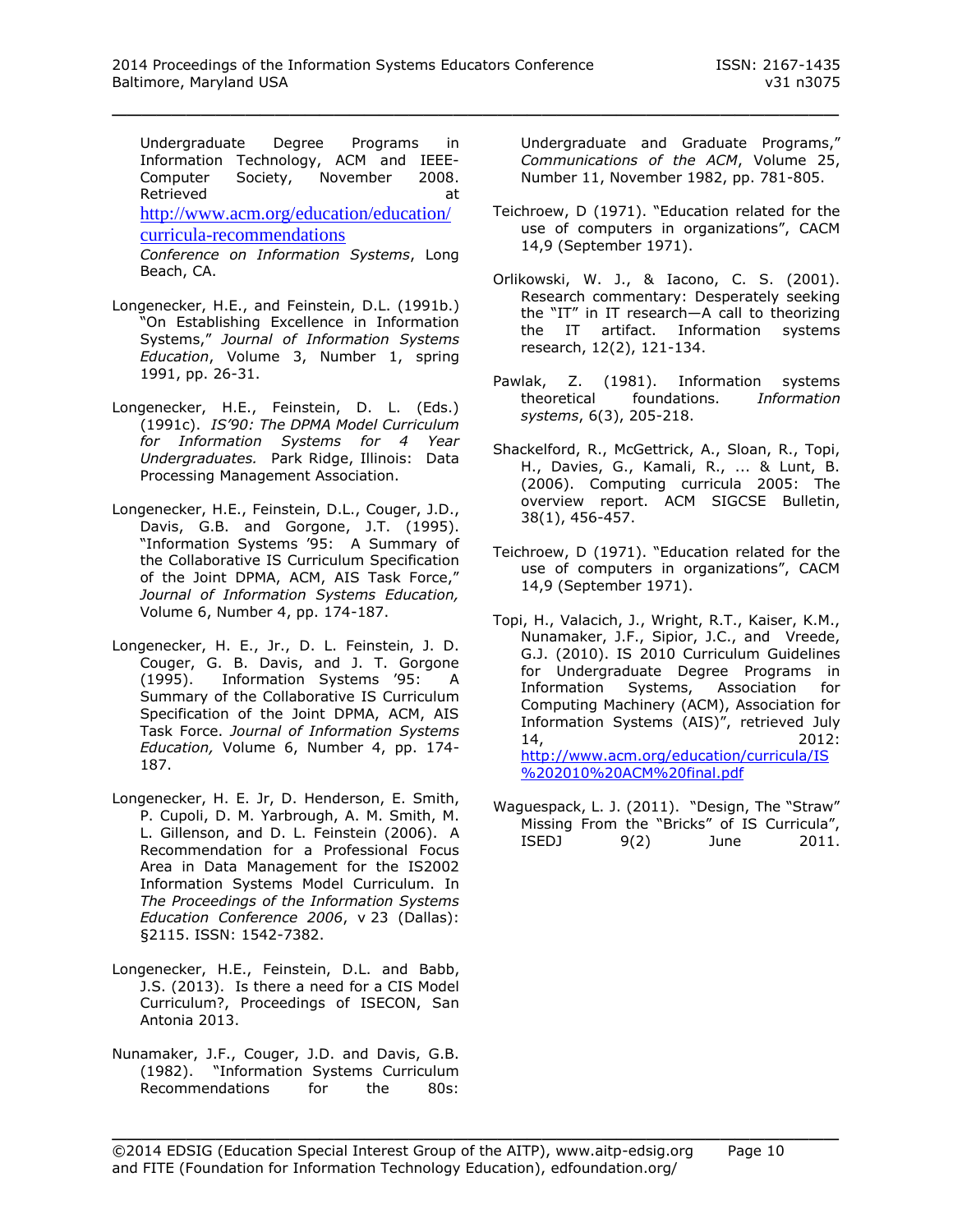Undergraduate Degree Programs in Information Technology, ACM and IEEE-Computer Society, November 2008. Retrieved at http://www.acm.org/education/education/curricula-recommendations
*Conference on Information Systems*, Long Beach, CA.

Longenecker, H.E., and Feinstein, D.L. (1991b.) "On Establishing Excellence in Information Systems," *Journal of Information Systems Education*, Volume 3, Number 1, spring 1991, pp. 26-31.

Longenecker, H.E., Feinstein, D. L. (Eds.) (1991c). *IS'90: The DPMA Model Curriculum for Information Systems for 4 Year Undergraduates.* Park Ridge, Illinois: Data Processing Management Association.

Longenecker, H.E., Feinstein, D.L., Couger, J.D., Davis, G.B. and Gorgone, J.T. (1995). "Information Systems '95: A Summary of the Collaborative IS Curriculum Specification of the Joint DPMA, ACM, AIS Task Force," *Journal of Information Systems Education,* Volume 6, Number 4, pp. 174-187.

Longenecker, H. E., Jr., D. L. Feinstein, J. D. Couger, G. B. Davis, and J. T. Gorgone (1995). Information Systems '95: A Summary of the Collaborative IS Curriculum Specification of the Joint DPMA, ACM, AIS Task Force. *Journal of Information Systems Education,* Volume 6, Number 4, pp. 174-187.

Longenecker, H. E. Jr, D. Henderson, E. Smith, P. Cupoli, D. M. Yarbrough, A. M. Smith, M. L. Gillenson, and D. L. Feinstein (2006). A Recommendation for a Professional Focus Area in Data Management for the IS2002 Information Systems Model Curriculum. In *The Proceedings of the Information Systems Education Conference 2006*, v 23 (Dallas): §2115. ISSN: 1542-7382.

Longenecker, H.E., Feinstein, D.L. and Babb, J.S. (2013). Is there a need for a CIS Model Curriculum?, Proceedings of ISECON, San Antonia 2013.

Nunamaker, J.F., Couger, J.D. and Davis, G.B. (1982). "Information Systems Curriculum Recommendations for the 80s: Undergraduate and Graduate Programs," *Communications of the ACM*, Volume 25, Number 11, November 1982, pp. 781-805.

Teichroew, D (1971). "Education related for the use of computers in organizations", CACM 14,9 (September 1971).

Orlikowski, W. J., & Iacono, C. S. (2001). Research commentary: Desperately seeking the "IT" in IT research—A call to theorizing the IT artifact. Information systems research, 12(2), 121-134.

Pawlak, Z. (1981). Information systems theoretical foundations. *Information systems*, 6(3), 205-218.

Shackelford, R., McGettrick, A., Sloan, R., Topi, H., Davies, G., Kamali, R., ... & Lunt, B. (2006). Computing curricula 2005: The overview report. ACM SIGCSE Bulletin, 38(1), 456-457.

Teichroew, D (1971). "Education related for the use of computers in organizations", CACM 14,9 (September 1971).

Topi, H., Valacich, J., Wright, R.T., Kaiser, K.M., Nunamaker, J.F., Sipior, J.C., and Vreede, G.J. (2010). IS 2010 Curriculum Guidelines for Undergraduate Degree Programs in Information Systems, Association for Computing Machinery (ACM), Association for Information Systems (AIS)", retrieved July 14, 2012: http://www.acm.org/education/curricula/IS%202010%20ACM%20final.pdf

Waguespack, L. J. (2011). "Design, The "Straw" Missing From the "Bricks" of IS Curricula", ISEDJ 9(2) June 2011.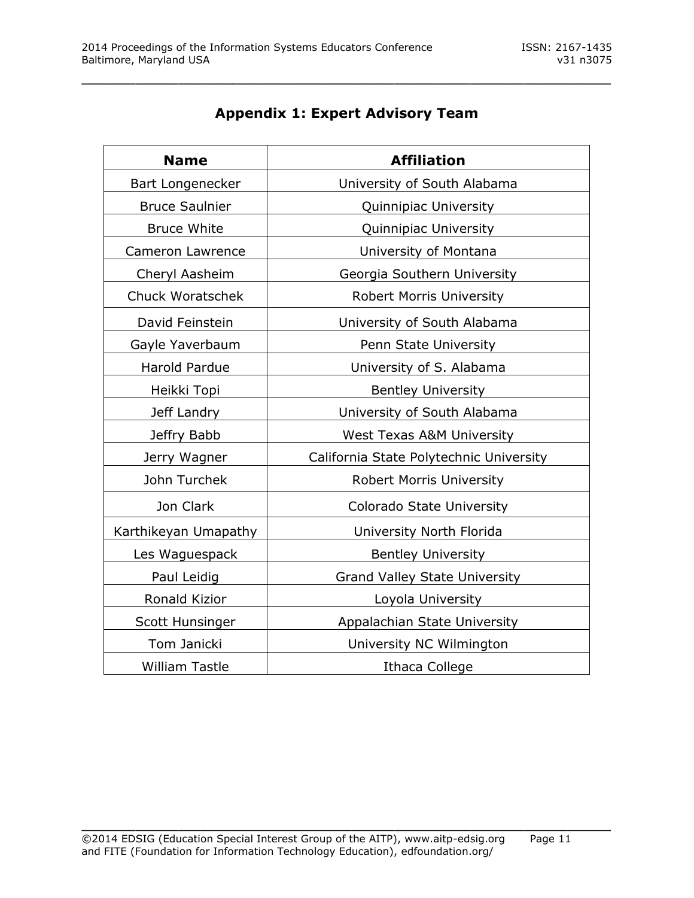## Appendix 1: Expert Advisory Team

| Name | Affiliation |
|---|---|
| Bart Longenecker | University of South Alabama |
| Bruce Saulnier | Quinnipiac University |
| Bruce White | Quinnipiac University |
| Cameron Lawrence | University of Montana |
| Cheryl Aasheim | Georgia Southern University |
| Chuck Woratschek | Robert Morris University |
| David Feinstein | University of South Alabama |
| Gayle Yaverbaum | Penn State University |
| Harold Pardue | University of S. Alabama |
| Heikki Topi | Bentley University |
| Jeff Landry | University of South Alabama |
| Jeffry Babb | West Texas A&M University |
| Jerry Wagner | California State Polytechnic University |
| John Turchek | Robert Morris University |
| Jon Clark | Colorado State University |
| Karthikeyan Umapathy | University North Florida |
| Les Waguespack | Bentley University |
| Paul Leidig | Grand Valley State University |
| Ronald Kizior | Loyola University |
| Scott Hunsinger | Appalachian State University |
| Tom Janicki | University NC Wilmington |
| William Tastle | Ithaca College |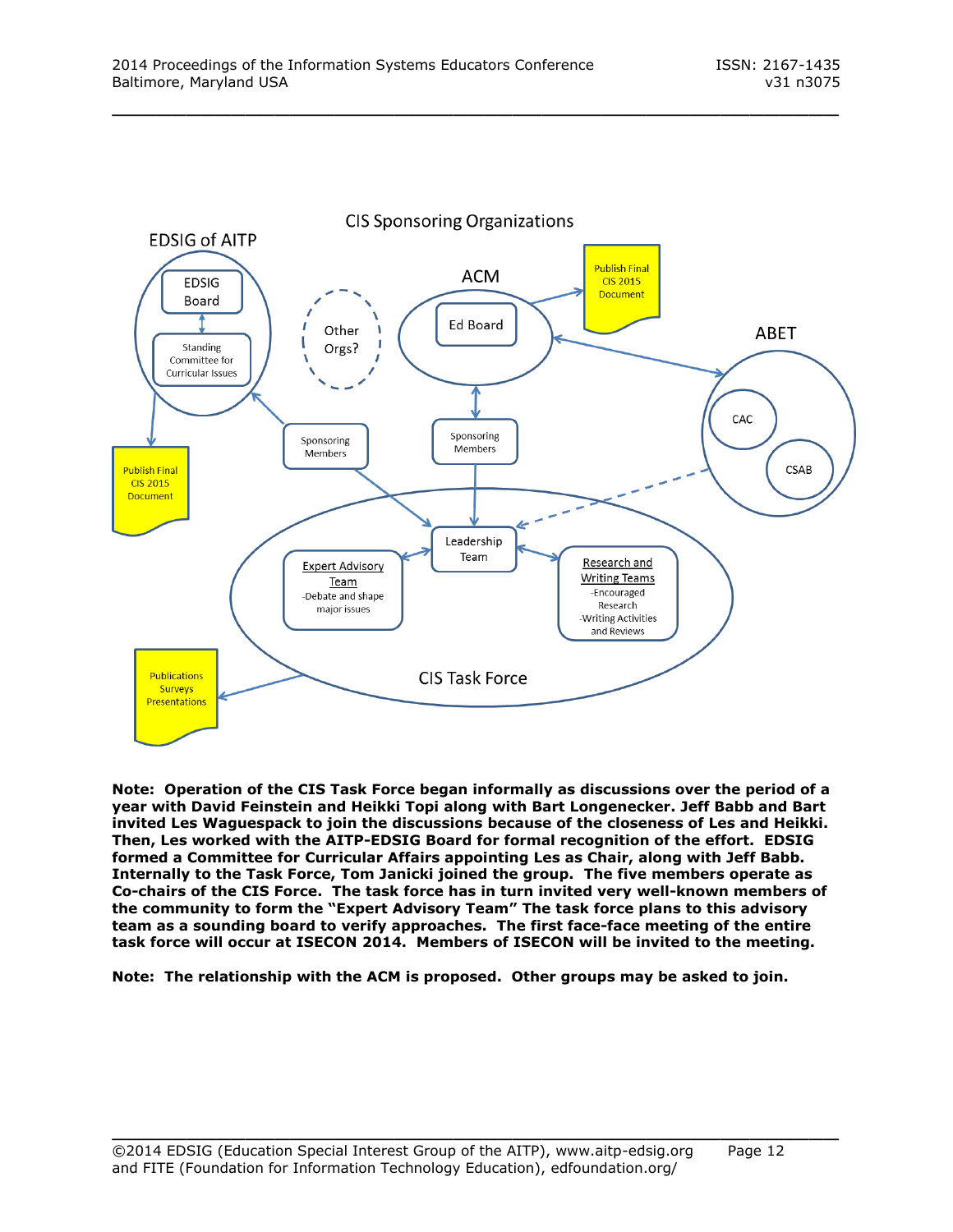CIS Sponsoring Organizations

EDSIG of AITP

EDSIG Board

Standing Committee for Curricular Issues

Publish Final CIS 2015 Document

Other Orgs?

ACM

Ed Board

Publish Final CIS 2015 Document

ABET

CAC

CSAB

Sponsoring Members

Sponsoring Members

Leadership Team

Expert Advisory Team
-Debate and shape major issues

Research and Writing Teams
-Encouraged Research
-Writing Activities and Reviews

CIS Task Force

Publications
Surveys
Presentations

**Note: Operation of the CIS Task Force began informally as discussions over the period of a year with David Feinstein and Heikki Topi along with Bart Longenecker. Jeff Babb and Bart invited Les Waguespack to join the discussions because of the closeness of Les and Heikki. Then, Les worked with the AITP-EDSIG Board for formal recognition of the effort. EDSIG formed a Committee for Curricular Affairs appointing Les as Chair, along with Jeff Babb. Internally to the Task Force, Tom Janicki joined the group. The five members operate as Co-chairs of the CIS Force. The task force has in turn invited very well-known members of the community to form the "Expert Advisory Team" The task force plans to this advisory team as a sounding board to verify approaches. The first face-face meeting of the entire task force will occur at ISECON 2014. Members of ISECON will be invited to the meeting.**

**Note: The relationship with the ACM is proposed. Other groups may be asked to join.**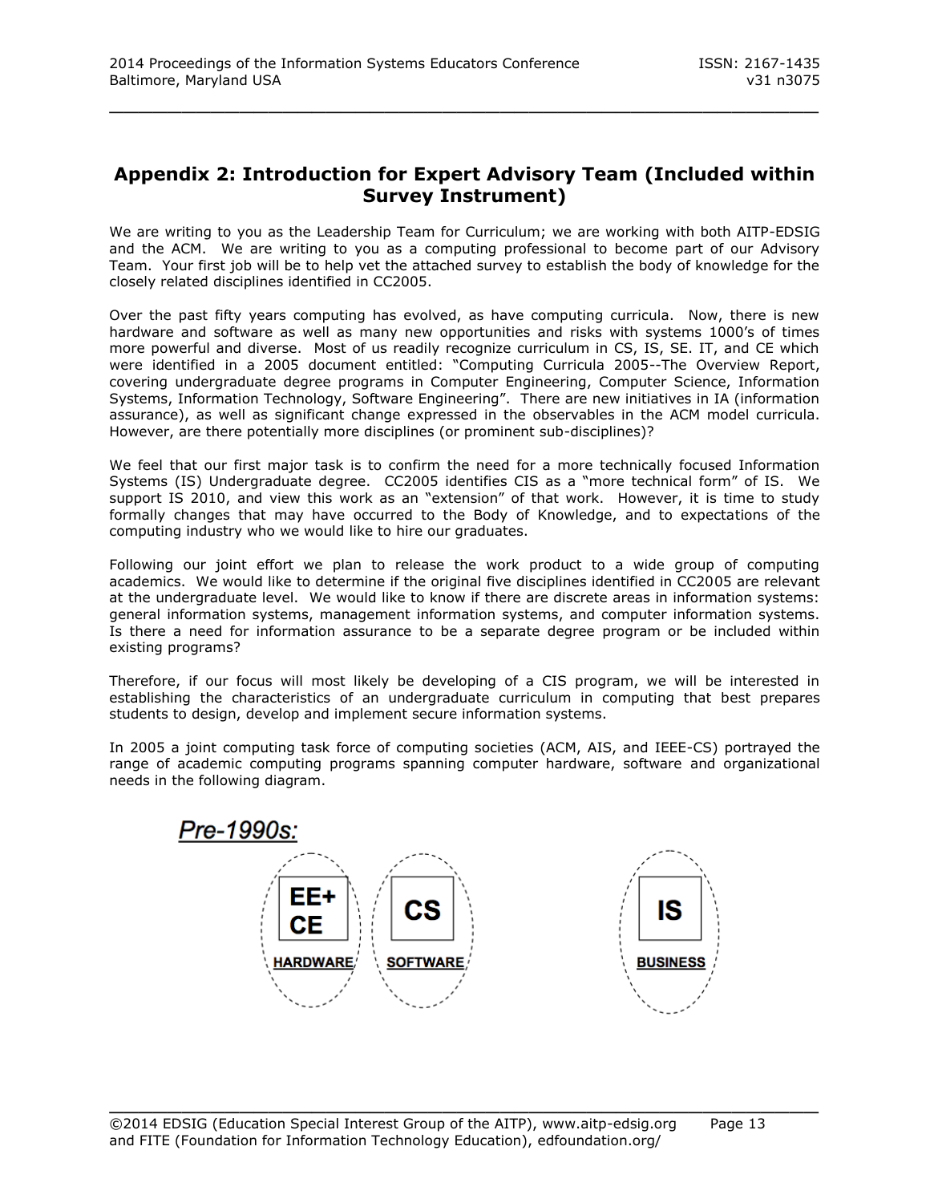## Appendix 2: Introduction for Expert Advisory Team (Included within Survey Instrument)

We are writing to you as the Leadership Team for Curriculum; we are working with both AITP-EDSIG and the ACM. We are writing to you as a computing professional to become part of our Advisory Team. Your first job will be to help vet the attached survey to establish the body of knowledge for the closely related disciplines identified in CC2005.

Over the past fifty years computing has evolved, as have computing curricula. Now, there is new hardware and software as well as many new opportunities and risks with systems 1000's of times more powerful and diverse. Most of us readily recognize curriculum in CS, IS, SE. IT, and CE which were identified in a 2005 document entitled: "Computing Curricula 2005--The Overview Report, covering undergraduate degree programs in Computer Engineering, Computer Science, Information Systems, Information Technology, Software Engineering". There are new initiatives in IA (information assurance), as well as significant change expressed in the observables in the ACM model curricula. However, are there potentially more disciplines (or prominent sub-disciplines)?

We feel that our first major task is to confirm the need for a more technically focused Information Systems (IS) Undergraduate degree. CC2005 identifies CIS as a "more technical form" of IS. We support IS 2010, and view this work as an "extension" of that work. However, it is time to study formally changes that may have occurred to the Body of Knowledge, and to expectations of the computing industry who we would like to hire our graduates.

Following our joint effort we plan to release the work product to a wide group of computing academics. We would like to determine if the original five disciplines identified in CC2005 are relevant at the undergraduate level. We would like to know if there are discrete areas in information systems: general information systems, management information systems, and computer information systems. Is there a need for information assurance to be a separate degree program or be included within existing programs?

Therefore, if our focus will most likely be developing of a CIS program, we will be interested in establishing the characteristics of an undergraduate curriculum in computing that best prepares students to design, develop and implement secure information systems.

In 2005 a joint computing task force of computing societies (ACM, AIS, and IEEE-CS) portrayed the range of academic computing programs spanning computer hardware, software and organizational needs in the following diagram.

*Pre-1990s:*

EE+ CE — **HARDWARE**

CS — **SOFTWARE**

IS — **BUSINESS**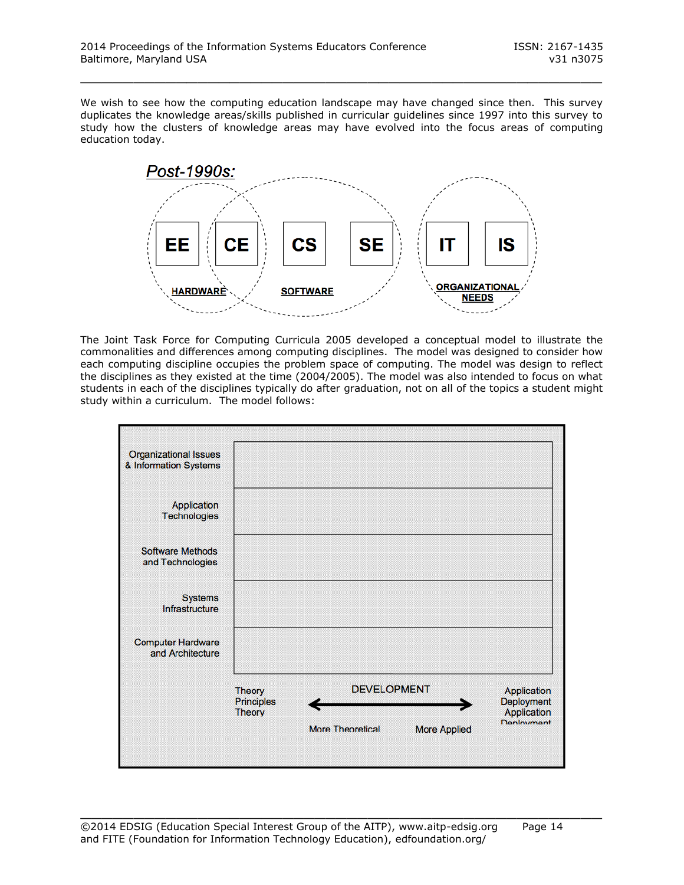We wish to see how the computing education landscape may have changed since then. This survey duplicates the knowledge areas/skills published in curricular guidelines since 1997 into this survey to study how the clusters of knowledge areas may have evolved into the focus areas of computing education today.

*Post-1990s:*

EE CE CS SE IT IS

HARDWARE SOFTWARE ORGANIZATIONAL NEEDS

The Joint Task Force for Computing Curricula 2005 developed a conceptual model to illustrate the commonalities and differences among computing disciplines. The model was designed to consider how each computing discipline occupies the problem space of computing. The model was design to reflect the disciplines as they existed at the time (2004/2005). The model was also intended to focus on what students in each of the disciplines typically do after graduation, not on all of the topics a student might study within a curriculum. The model follows:

Organizational Issues & Information Systems

Application Technologies

Software Methods and Technologies

Systems Infrastructure

Computer Hardware and Architecture

Theory Principles Theory — DEVELOPMENT — Application Deployment Application Deployment

More Theoretical ↔ More Applied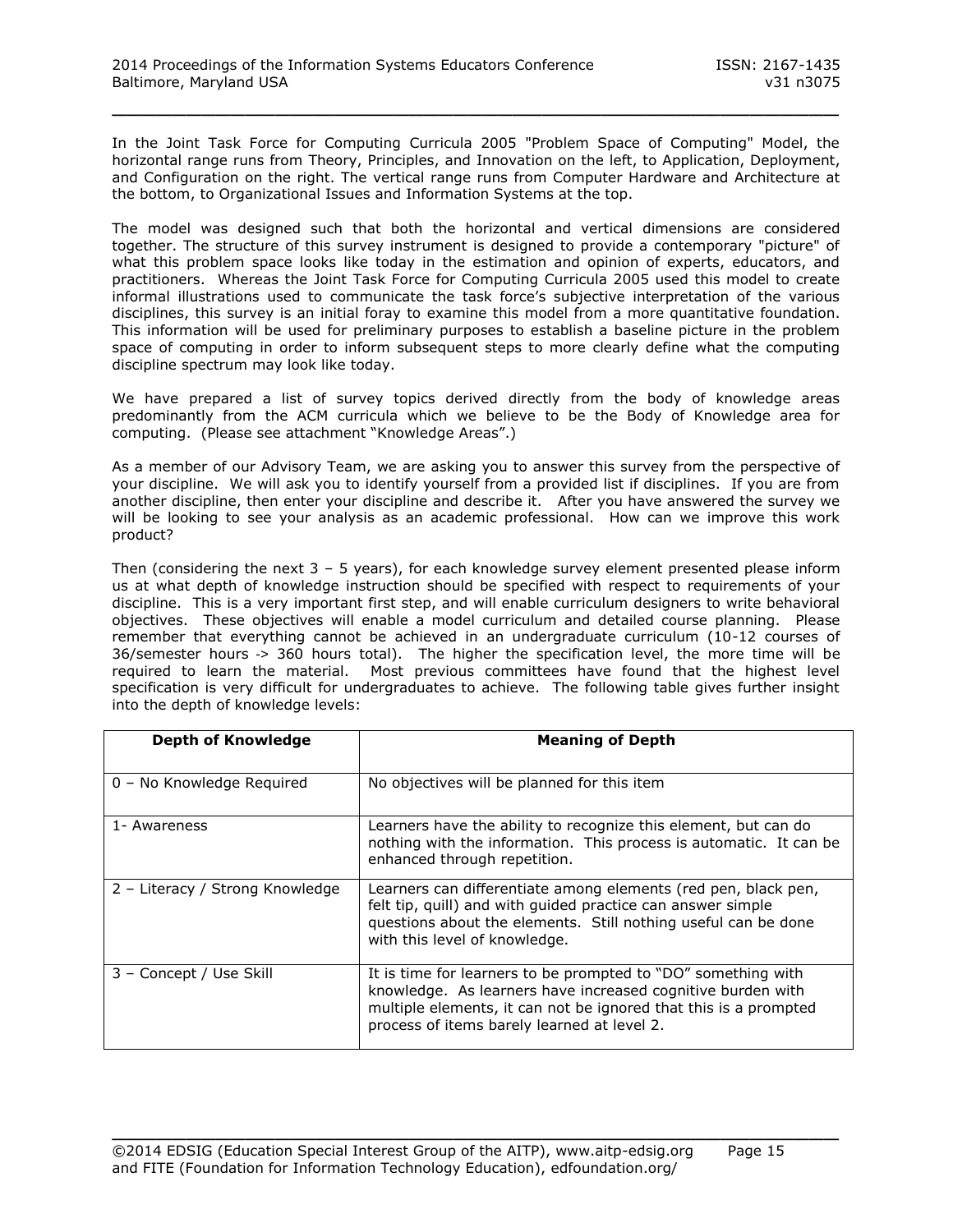In the Joint Task Force for Computing Curricula 2005 "Problem Space of Computing" Model, the horizontal range runs from Theory, Principles, and Innovation on the left, to Application, Deployment, and Configuration on the right. The vertical range runs from Computer Hardware and Architecture at the bottom, to Organizational Issues and Information Systems at the top.

The model was designed such that both the horizontal and vertical dimensions are considered together. The structure of this survey instrument is designed to provide a contemporary "picture" of what this problem space looks like today in the estimation and opinion of experts, educators, and practitioners. Whereas the Joint Task Force for Computing Curricula 2005 used this model to create informal illustrations used to communicate the task force's subjective interpretation of the various disciplines, this survey is an initial foray to examine this model from a more quantitative foundation. This information will be used for preliminary purposes to establish a baseline picture in the problem space of computing in order to inform subsequent steps to more clearly define what the computing discipline spectrum may look like today.

We have prepared a list of survey topics derived directly from the body of knowledge areas predominantly from the ACM curricula which we believe to be the Body of Knowledge area for computing. (Please see attachment "Knowledge Areas".)

As a member of our Advisory Team, we are asking you to answer this survey from the perspective of your discipline. We will ask you to identify yourself from a provided list if disciplines. If you are from another discipline, then enter your discipline and describe it. After you have answered the survey we will be looking to see your analysis as an academic professional. How can we improve this work product?

Then (considering the next 3 – 5 years), for each knowledge survey element presented please inform us at what depth of knowledge instruction should be specified with respect to requirements of your discipline. This is a very important first step, and will enable curriculum designers to write behavioral objectives. These objectives will enable a model curriculum and detailed course planning. Please remember that everything cannot be achieved in an undergraduate curriculum (10-12 courses of 36/semester hours -> 360 hours total). The higher the specification level, the more time will be required to learn the material. Most previous committees have found that the highest level specification is very difficult for undergraduates to achieve. The following table gives further insight into the depth of knowledge levels:

| Depth of Knowledge | Meaning of Depth |
|---|---|
| 0 – No Knowledge Required | No objectives will be planned for this item |
| 1- Awareness | Learners have the ability to recognize this element, but can do nothing with the information. This process is automatic. It can be enhanced through repetition. |
| 2 – Literacy / Strong Knowledge | Learners can differentiate among elements (red pen, black pen, felt tip, quill) and with guided practice can answer simple questions about the elements. Still nothing useful can be done with this level of knowledge. |
| 3 – Concept / Use Skill | It is time for learners to be prompted to "DO" something with knowledge. As learners have increased cognitive burden with multiple elements, it can not be ignored that this is a prompted process of items barely learned at level 2. |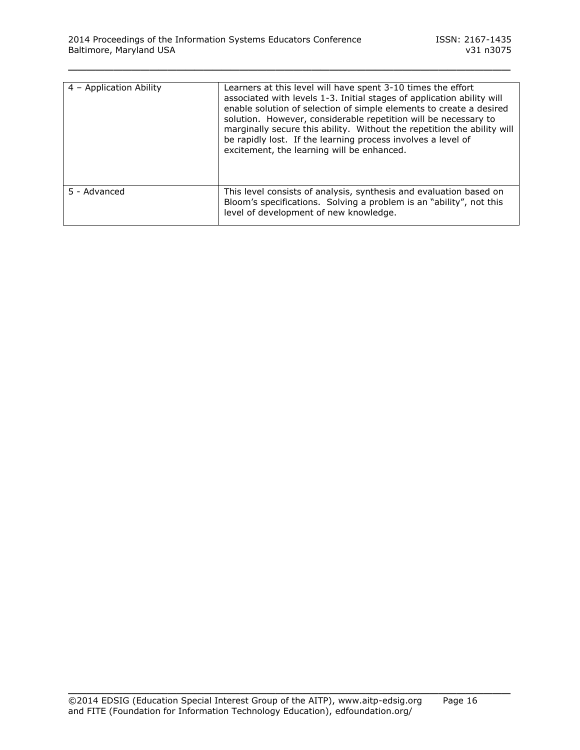| | |
|---|---|
| 4 – Application Ability | Learners at this level will have spent 3-10 times the effort associated with levels 1-3. Initial stages of application ability will enable solution of selection of simple elements to create a desired solution. However, considerable repetition will be necessary to marginally secure this ability. Without the repetition the ability will be rapidly lost. If the learning process involves a level of excitement, the learning will be enhanced. |
| 5 - Advanced | This level consists of analysis, synthesis and evaluation based on Bloom's specifications. Solving a problem is an "ability", not this level of development of new knowledge. |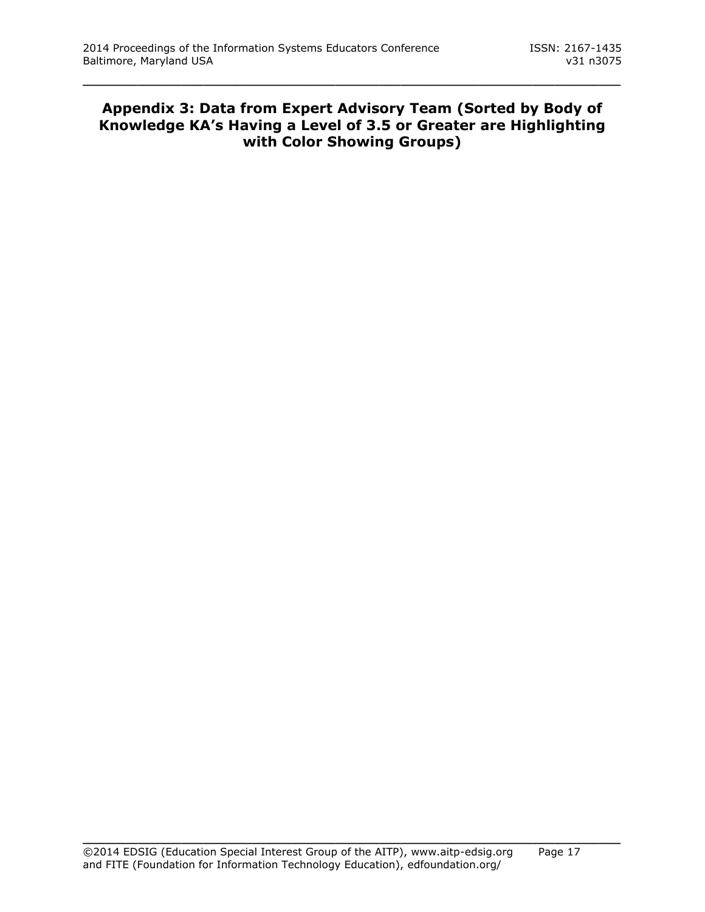## Appendix 3: Data from Expert Advisory Team (Sorted by Body of Knowledge KA's Having a Level of 3.5 or Greater are Highlighting with Color Showing Groups)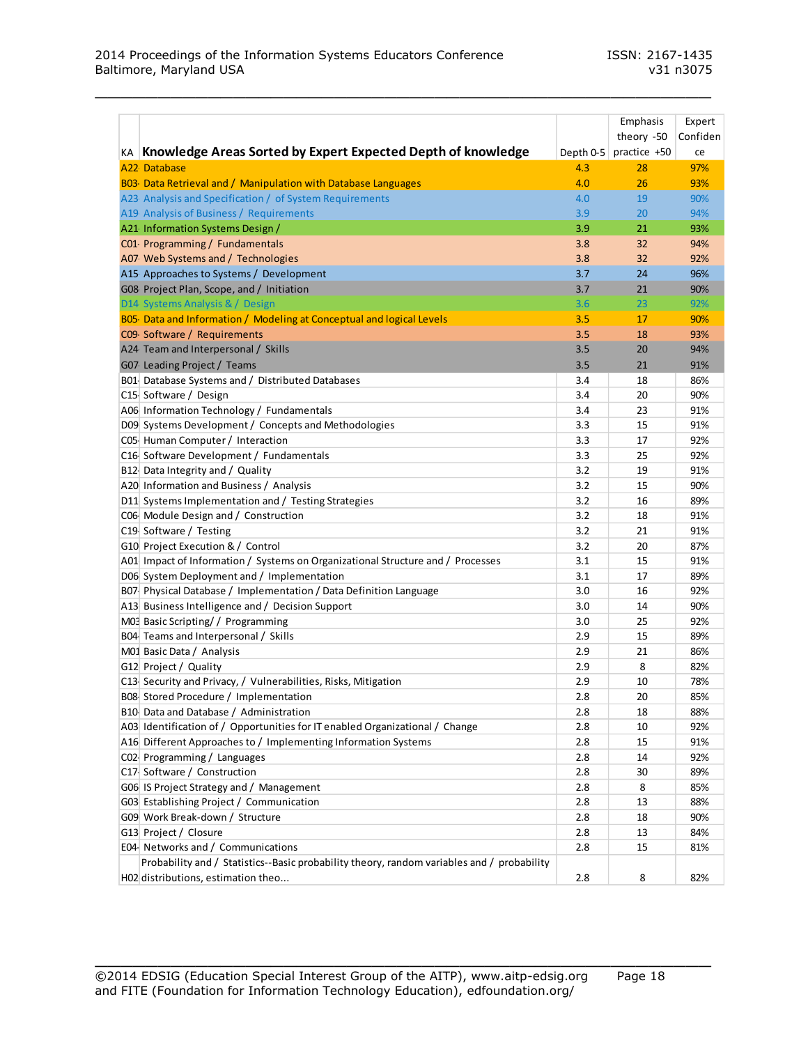| KA | Knowledge Areas Sorted by Expert Expected Depth of knowledge | Depth 0-5 | Emphasis theory -50 practice +50 | Expert Confidence |
|---|---|---|---|---|
| A22 | Database | 4.3 | 28 | 97% |
| B03 | Data Retrieval and / Manipulation with Database Languages | 4.0 | 26 | 93% |
| A23 | Analysis and Specification / of System Requirements | 4.0 | 19 | 90% |
| A19 | Analysis of Business / Requirements | 3.9 | 20 | 94% |
| A21 | Information Systems Design / | 3.9 | 21 | 93% |
| C01 | Programming / Fundamentals | 3.8 | 32 | 94% |
| A07 | Web Systems and / Technologies | 3.8 | 32 | 92% |
| A15 | Approaches to Systems / Development | 3.7 | 24 | 96% |
| G08 | Project Plan, Scope, and / Initiation | 3.7 | 21 | 90% |
| D14 | Systems Analysis & / Design | 3.6 | 23 | 92% |
| B05 | Data and Information / Modeling at Conceptual and logical Levels | 3.5 | 17 | 90% |
| C09 | Software / Requirements | 3.5 | 18 | 93% |
| A24 | Team and Interpersonal / Skills | 3.5 | 20 | 94% |
| G07 | Leading Project / Teams | 3.5 | 21 | 91% |
| B01 | Database Systems and / Distributed Databases | 3.4 | 18 | 86% |
| C15 | Software / Design | 3.4 | 20 | 90% |
| A06 | Information Technology / Fundamentals | 3.4 | 23 | 91% |
| D09 | Systems Development / Concepts and Methodologies | 3.3 | 15 | 91% |
| C05 | Human Computer / Interaction | 3.3 | 17 | 92% |
| C16 | Software Development / Fundamentals | 3.3 | 25 | 92% |
| B12 | Data Integrity and / Quality | 3.2 | 19 | 91% |
| A20 | Information and Business / Analysis | 3.2 | 15 | 90% |
| D11 | Systems Implementation and / Testing Strategies | 3.2 | 16 | 89% |
| C06 | Module Design and / Construction | 3.2 | 18 | 91% |
| C19 | Software / Testing | 3.2 | 21 | 91% |
| G10 | Project Execution & / Control | 3.2 | 20 | 87% |
| A01 | Impact of Information / Systems on Organizational Structure and / Processes | 3.1 | 15 | 91% |
| D06 | System Deployment and / Implementation | 3.1 | 17 | 89% |
| B07 | Physical Database / Implementation / Data Definition Language | 3.0 | 16 | 92% |
| A13 | Business Intelligence and / Decision Support | 3.0 | 14 | 90% |
| M03 | Basic Scripting/ / Programming | 3.0 | 25 | 92% |
| B04 | Teams and Interpersonal / Skills | 2.9 | 15 | 89% |
| M01 | Basic Data / Analysis | 2.9 | 21 | 86% |
| G12 | Project / Quality | 2.9 | 8 | 82% |
| C13 | Security and Privacy, / Vulnerabilities, Risks, Mitigation | 2.9 | 10 | 78% |
| B08 | Stored Procedure / Implementation | 2.8 | 20 | 85% |
| B10 | Data and Database / Administration | 2.8 | 18 | 88% |
| A03 | Identification of / Opportunities for IT enabled Organizational / Change | 2.8 | 10 | 92% |
| A16 | Different Approaches to / Implementing Information Systems | 2.8 | 15 | 91% |
| C02 | Programming / Languages | 2.8 | 14 | 92% |
| C17 | Software / Construction | 2.8 | 30 | 89% |
| G06 | IS Project Strategy and / Management | 2.8 | 8 | 85% |
| G03 | Establishing Project / Communication | 2.8 | 13 | 88% |
| G09 | Work Break-down / Structure | 2.8 | 18 | 90% |
| G13 | Project / Closure | 2.8 | 13 | 84% |
| E04 | Networks and / Communications | 2.8 | 15 | 81% |
| H02 | Probability and / Statistics--Basic probability theory, random variables and / probability distributions, estimation theo... | 2.8 | 8 | 82% |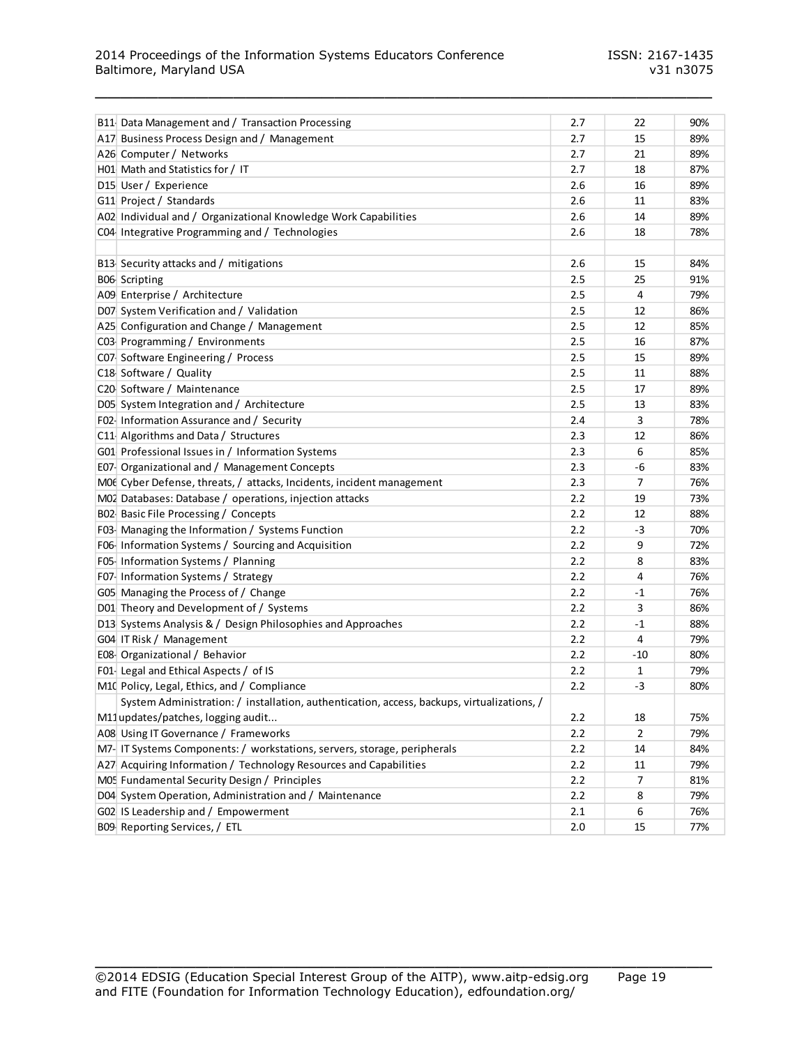| | | | | |
|---|---|---|---|---|
| B11 | Data Management and / Transaction Processing | 2.7 | 22 | 90% |
| A17 | Business Process Design and / Management | 2.7 | 15 | 89% |
| A26 | Computer / Networks | 2.7 | 21 | 89% |
| H01 | Math and Statistics for / IT | 2.7 | 18 | 87% |
| D15 | User / Experience | 2.6 | 16 | 89% |
| G11 | Project / Standards | 2.6 | 11 | 83% |
| A02 | Individual and / Organizational Knowledge Work Capabilities | 2.6 | 14 | 89% |
| C04 | Integrative Programming and / Technologies | 2.6 | 18 | 78% |
| | | | | |
| B13 | Security attacks and / mitigations | 2.6 | 15 | 84% |
| B06 | Scripting | 2.5 | 25 | 91% |
| A09 | Enterprise / Architecture | 2.5 | 4 | 79% |
| D07 | System Verification and / Validation | 2.5 | 12 | 86% |
| A25 | Configuration and Change / Management | 2.5 | 12 | 85% |
| C03 | Programming / Environments | 2.5 | 16 | 87% |
| C07 | Software Engineering / Process | 2.5 | 15 | 89% |
| C18 | Software / Quality | 2.5 | 11 | 88% |
| C20 | Software / Maintenance | 2.5 | 17 | 89% |
| D05 | System Integration and / Architecture | 2.5 | 13 | 83% |
| F02 | Information Assurance and / Security | 2.4 | 3 | 78% |
| C11 | Algorithms and Data / Structures | 2.3 | 12 | 86% |
| G01 | Professional Issues in / Information Systems | 2.3 | 6 | 85% |
| E07 | Organizational and / Management Concepts | 2.3 | -6 | 83% |
| M06 | Cyber Defense, threats, / attacks, Incidents, incident management | 2.3 | 7 | 76% |
| M02 | Databases: Database / operations, injection attacks | 2.2 | 19 | 73% |
| B02 | Basic File Processing / Concepts | 2.2 | 12 | 88% |
| F03 | Managing the Information / Systems Function | 2.2 | -3 | 70% |
| F06 | Information Systems / Sourcing and Acquisition | 2.2 | 9 | 72% |
| F05 | Information Systems / Planning | 2.2 | 8 | 83% |
| F07 | Information Systems / Strategy | 2.2 | 4 | 76% |
| G05 | Managing the Process of / Change | 2.2 | -1 | 76% |
| D01 | Theory and Development of / Systems | 2.2 | 3 | 86% |
| D13 | Systems Analysis & / Design Philosophies and Approaches | 2.2 | -1 | 88% |
| G04 | IT Risk / Management | 2.2 | 4 | 79% |
| E08 | Organizational / Behavior | 2.2 | -10 | 80% |
| F01 | Legal and Ethical Aspects / of IS | 2.2 | 1 | 79% |
| M10 | Policy, Legal, Ethics, and / Compliance | 2.2 | -3 | 80% |
| M11 | System Administration: / installation, authentication, access, backups, virtualizations, / updates/patches, logging audit... | 2.2 | 18 | 75% |
| A08 | Using IT Governance / Frameworks | 2.2 | 2 | 79% |
| M7 | IT Systems Components: / workstations, servers, storage, peripherals | 2.2 | 14 | 84% |
| A27 | Acquiring Information / Technology Resources and Capabilities | 2.2 | 11 | 79% |
| M05 | Fundamental Security Design / Principles | 2.2 | 7 | 81% |
| D04 | System Operation, Administration and / Maintenance | 2.2 | 8 | 79% |
| G02 | IS Leadership and / Empowerment | 2.1 | 6 | 76% |
| B09 | Reporting Services, / ETL | 2.0 | 15 | 77% |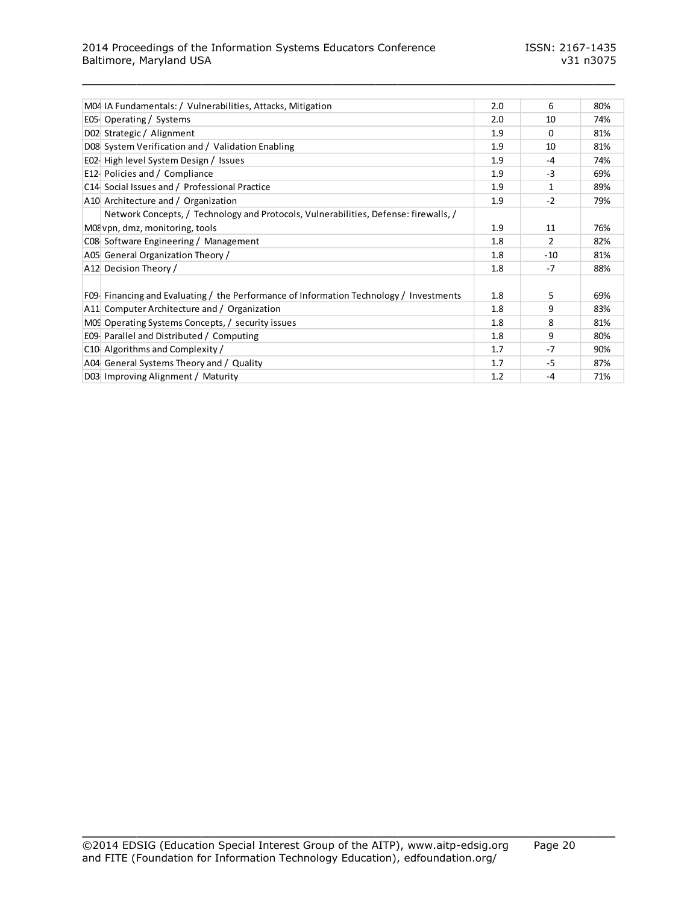| | | | | |
|---|---|---|---|---|
| M04 | IA Fundamentals: / Vulnerabilities, Attacks, Mitigation | 2.0 | 6 | 80% |
| E05- | Operating / Systems | 2.0 | 10 | 74% |
| D02 | Strategic / Alignment | 1.9 | 0 | 81% |
| D08 | System Verification and / Validation Enabling | 1.9 | 10 | 81% |
| E02- | High level System Design / Issues | 1.9 | -4 | 74% |
| E12- | Policies and / Compliance | 1.9 | -3 | 69% |
| C14- | Social Issues and / Professional Practice | 1.9 | 1 | 89% |
| A10 | Architecture and / Organization | 1.9 | -2 | 79% |
| M08 | Network Concepts, / Technology and Protocols, Vulnerabilities, Defense: firewalls, / vpn, dmz, monitoring, tools | 1.9 | 11 | 76% |
| C08- | Software Engineering / Management | 1.8 | 2 | 82% |
| A05 | General Organization Theory / | 1.8 | -10 | 81% |
| A12 | Decision Theory / | 1.8 | -7 | 88% |
| F09- | Financing and Evaluating / the Performance of Information Technology / Investments | 1.8 | 5 | 69% |
| A11 | Computer Architecture and / Organization | 1.8 | 9 | 83% |
| M09 | Operating Systems Concepts, / security issues | 1.8 | 8 | 81% |
| E09- | Parallel and Distributed / Computing | 1.8 | 9 | 80% |
| C10- | Algorithms and Complexity / | 1.7 | -7 | 90% |
| A04 | General Systems Theory and / Quality | 1.7 | -5 | 87% |
| D03 | Improving Alignment / Maturity | 1.2 | -4 | 71% |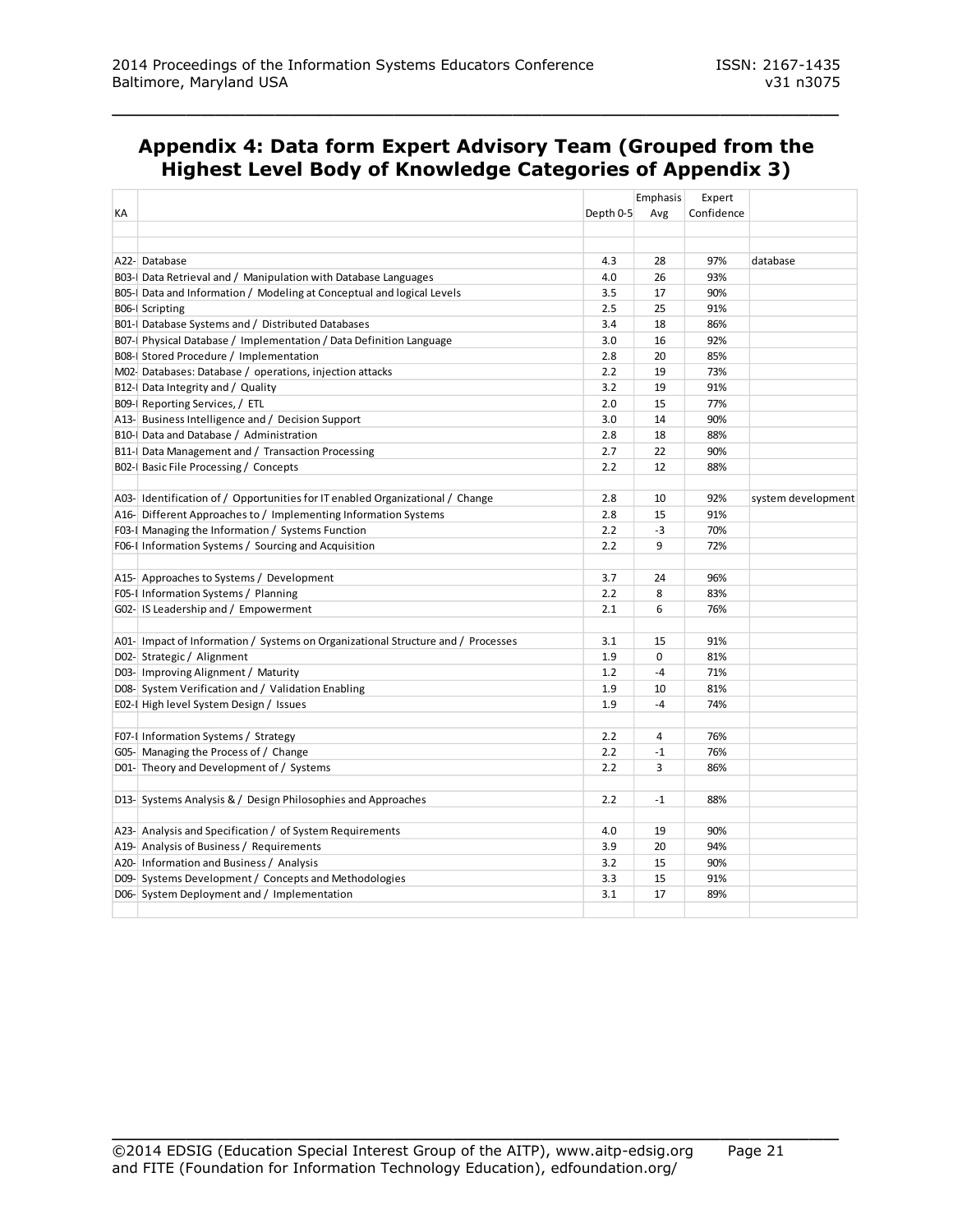## Appendix 4: Data form Expert Advisory Team (Grouped from the Highest Level Body of Knowledge Categories of Appendix 3)

| KA | | Depth 0-5 | Emphasis Avg | Expert Confidence | |
|---|---|---|---|---|---|
| | | | | | |
| | | | | | |
| A22- | Database | 4.3 | 28 | 97% | database |
| B03-I | Data Retrieval and / Manipulation with Database Languages | 4.0 | 26 | 93% | |
| B05-I | Data and Information / Modeling at Conceptual and logical Levels | 3.5 | 17 | 90% | |
| B06-I | Scripting | 2.5 | 25 | 91% | |
| B01-I | Database Systems and / Distributed Databases | 3.4 | 18 | 86% | |
| B07-I | Physical Database / Implementation / Data Definition Language | 3.0 | 16 | 92% | |
| B08-I | Stored Procedure / Implementation | 2.8 | 20 | 85% | |
| M02- | Databases: Database / operations, injection attacks | 2.2 | 19 | 73% | |
| B12-I | Data Integrity and / Quality | 3.2 | 19 | 91% | |
| B09-I | Reporting Services, / ETL | 2.0 | 15 | 77% | |
| A13- | Business Intelligence and / Decision Support | 3.0 | 14 | 90% | |
| B10-I | Data and Database / Administration | 2.8 | 18 | 88% | |
| B11-I | Data Management and / Transaction Processing | 2.7 | 22 | 90% | |
| B02-I | Basic File Processing / Concepts | 2.2 | 12 | 88% | |
| | | | | | |
| A03- | Identification of / Opportunities for IT enabled Organizational / Change | 2.8 | 10 | 92% | system development |
| A16- | Different Approaches to / Implementing Information Systems | 2.8 | 15 | 91% | |
| F03-I | Managing the Information / Systems Function | 2.2 | -3 | 70% | |
| F06-I | Information Systems / Sourcing and Acquisition | 2.2 | 9 | 72% | |
| | | | | | |
| A15- | Approaches to Systems / Development | 3.7 | 24 | 96% | |
| F05-I | Information Systems / Planning | 2.2 | 8 | 83% | |
| G02- | IS Leadership and / Empowerment | 2.1 | 6 | 76% | |
| | | | | | |
| A01- | Impact of Information / Systems on Organizational Structure and / Processes | 3.1 | 15 | 91% | |
| D02- | Strategic / Alignment | 1.9 | 0 | 81% | |
| D03- | Improving Alignment / Maturity | 1.2 | -4 | 71% | |
| D08- | System Verification and / Validation Enabling | 1.9 | 10 | 81% | |
| E02-I | High level System Design / Issues | 1.9 | -4 | 74% | |
| | | | | | |
| F07-I | Information Systems / Strategy | 2.2 | 4 | 76% | |
| G05- | Managing the Process of / Change | 2.2 | -1 | 76% | |
| D01- | Theory and Development of / Systems | 2.2 | 3 | 86% | |
| | | | | | |
| D13- | Systems Analysis & / Design Philosophies and Approaches | 2.2 | -1 | 88% | |
| | | | | | |
| A23- | Analysis and Specification / of System Requirements | 4.0 | 19 | 90% | |
| A19- | Analysis of Business / Requirements | 3.9 | 20 | 94% | |
| A20- | Information and Business / Analysis | 3.2 | 15 | 90% | |
| D09- | Systems Development / Concepts and Methodologies | 3.3 | 15 | 91% | |
| D06- | System Deployment and / Implementation | 3.1 | 17 | 89% | |
| | | | | | |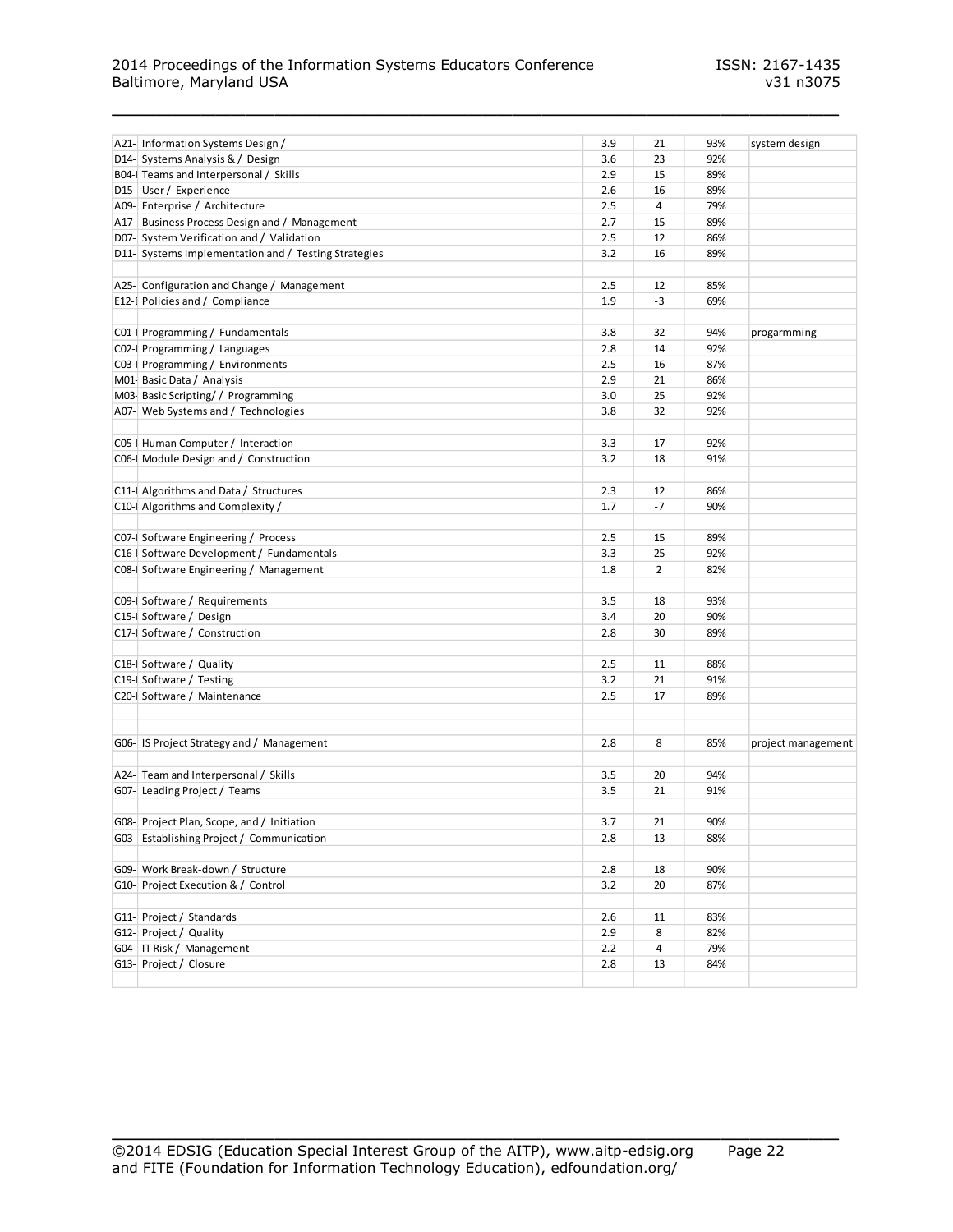| | | | | | |
|---|---|---|---|---|---|
| A21- | Information Systems Design / | 3.9 | 21 | 93% | system design |
| D14- | Systems Analysis & / Design | 3.6 | 23 | 92% | |
| B04-I | Teams and Interpersonal / Skills | 2.9 | 15 | 89% | |
| D15- | User / Experience | 2.6 | 16 | 89% | |
| A09- | Enterprise / Architecture | 2.5 | 4 | 79% | |
| A17- | Business Process Design and / Management | 2.7 | 15 | 89% | |
| D07- | System Verification and / Validation | 2.5 | 12 | 86% | |
| D11- | Systems Implementation and / Testing Strategies | 3.2 | 16 | 89% | |
| | | | | | |
| A25- | Configuration and Change / Management | 2.5 | 12 | 85% | |
| E12-I | Policies and / Compliance | 1.9 | -3 | 69% | |
| | | | | | |
| C01-I | Programming / Fundamentals | 3.8 | 32 | 94% | progarmming |
| C02-I | Programming / Languages | 2.8 | 14 | 92% | |
| C03-I | Programming / Environments | 2.5 | 16 | 87% | |
| M01- | Basic Data / Analysis | 2.9 | 21 | 86% | |
| M03- | Basic Scripting/ / Programming | 3.0 | 25 | 92% | |
| A07- | Web Systems and / Technologies | 3.8 | 32 | 92% | |
| | | | | | |
| C05-I | Human Computer / Interaction | 3.3 | 17 | 92% | |
| C06-I | Module Design and / Construction | 3.2 | 18 | 91% | |
| | | | | | |
| C11-I | Algorithms and Data / Structures | 2.3 | 12 | 86% | |
| C10-I | Algorithms and Complexity / | 1.7 | -7 | 90% | |
| | | | | | |
| C07-I | Software Engineering / Process | 2.5 | 15 | 89% | |
| C16-I | Software Development / Fundamentals | 3.3 | 25 | 92% | |
| C08-I | Software Engineering / Management | 1.8 | 2 | 82% | |
| | | | | | |
| C09-I | Software / Requirements | 3.5 | 18 | 93% | |
| C15-I | Software / Design | 3.4 | 20 | 90% | |
| C17-I | Software / Construction | 2.8 | 30 | 89% | |
| | | | | | |
| C18-I | Software / Quality | 2.5 | 11 | 88% | |
| C19-I | Software / Testing | 3.2 | 21 | 91% | |
| C20-I | Software / Maintenance | 2.5 | 17 | 89% | |
| | | | | | |
| | | | | | |
| G06- | IS Project Strategy and / Management | 2.8 | 8 | 85% | project management |
| | | | | | |
| A24- | Team and Interpersonal / Skills | 3.5 | 20 | 94% | |
| G07- | Leading Project / Teams | 3.5 | 21 | 91% | |
| | | | | | |
| G08- | Project Plan, Scope, and / Initiation | 3.7 | 21 | 90% | |
| G03- | Establishing Project / Communication | 2.8 | 13 | 88% | |
| | | | | | |
| G09- | Work Break-down / Structure | 2.8 | 18 | 90% | |
| G10- | Project Execution & / Control | 3.2 | 20 | 87% | |
| | | | | | |
| G11- | Project / Standards | 2.6 | 11 | 83% | |
| G12- | Project / Quality | 2.9 | 8 | 82% | |
| G04- | IT Risk / Management | 2.2 | 4 | 79% | |
| G13- | Project / Closure | 2.8 | 13 | 84% | |
| | | | | | |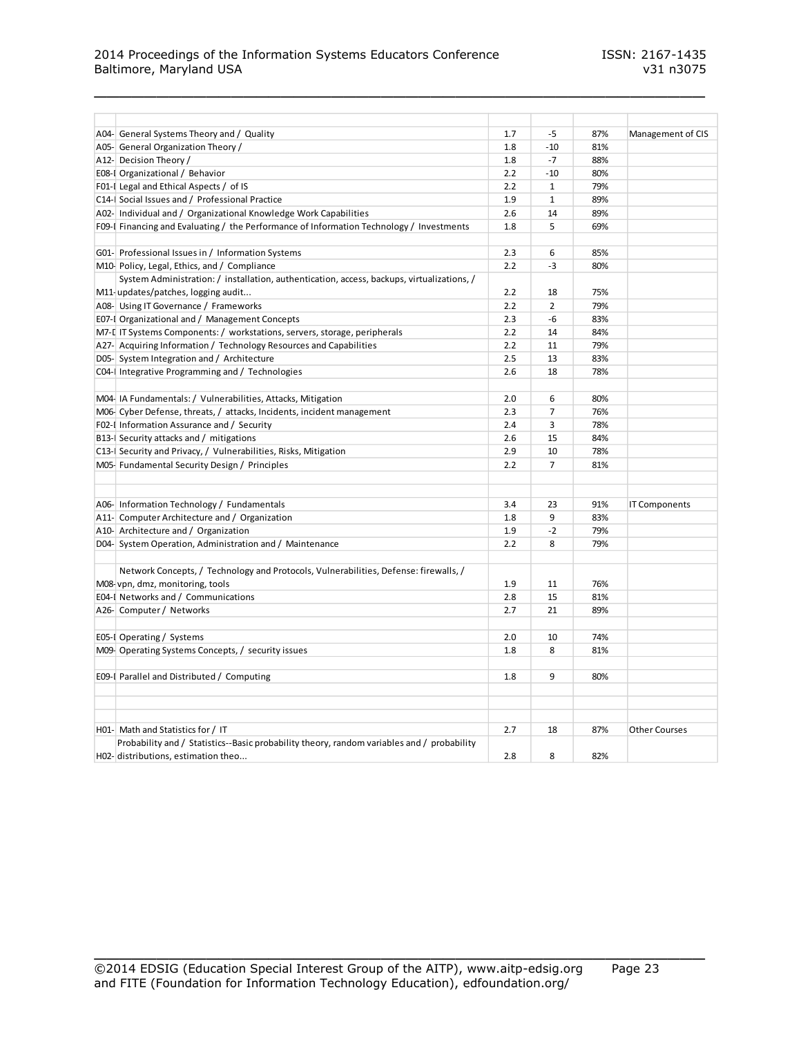| | | | | | |
|---|---|---|---|---|---|
| A04- | General Systems Theory and / Quality | 1.7 | -5 | 87% | Management of CIS |
| A05- | General Organization Theory / | 1.8 | -10 | 81% | |
| A12- | Decision Theory / | 1.8 | -7 | 88% | |
| E08-I | Organizational / Behavior | 2.2 | -10 | 80% | |
| F01-I | Legal and Ethical Aspects / of IS | 2.2 | 1 | 79% | |
| C14-I | Social Issues and / Professional Practice | 1.9 | 1 | 89% | |
| A02- | Individual and / Organizational Knowledge Work Capabilities | 2.6 | 14 | 89% | |
| F09-I | Financing and Evaluating / the Performance of Information Technology / Investments | 1.8 | 5 | 69% | |
| | | | | | |
| G01- | Professional Issues in / Information Systems | 2.3 | 6 | 85% | |
| M10- | Policy, Legal, Ethics, and / Compliance | 2.2 | -3 | 80% | |
| M11- | System Administration: / installation, authentication, access, backups, virtualizations, / updates/patches, logging audit... | 2.2 | 18 | 75% | |
| A08- | Using IT Governance / Frameworks | 2.2 | 2 | 79% | |
| E07-I | Organizational and / Management Concepts | 2.3 | -6 | 83% | |
| M7-I | IT Systems Components: / workstations, servers, storage, peripherals | 2.2 | 14 | 84% | |
| A27- | Acquiring Information / Technology Resources and Capabilities | 2.2 | 11 | 79% | |
| D05- | System Integration and / Architecture | 2.5 | 13 | 83% | |
| C04-I | Integrative Programming and / Technologies | 2.6 | 18 | 78% | |
| | | | | | |
| M04- | IA Fundamentals: / Vulnerabilities, Attacks, Mitigation | 2.0 | 6 | 80% | |
| M06- | Cyber Defense, threats, / attacks, Incidents, incident management | 2.3 | 7 | 76% | |
| F02-I | Information Assurance and / Security | 2.4 | 3 | 78% | |
| B13-I | Security attacks and / mitigations | 2.6 | 15 | 84% | |
| C13-I | Security and Privacy, / Vulnerabilities, Risks, Mitigation | 2.9 | 10 | 78% | |
| M05- | Fundamental Security Design / Principles | 2.2 | 7 | 81% | |
| | | | | | |
| | | | | | |
| A06- | Information Technology / Fundamentals | 3.4 | 23 | 91% | IT Components |
| A11- | Computer Architecture and / Organization | 1.8 | 9 | 83% | |
| A10- | Architecture and / Organization | 1.9 | -2 | 79% | |
| D04- | System Operation, Administration and / Maintenance | 2.2 | 8 | 79% | |
| | | | | | |
| M08- | Network Concepts, / Technology and Protocols, Vulnerabilities, Defense: firewalls, / vpn, dmz, monitoring, tools | 1.9 | 11 | 76% | |
| E04-I | Networks and / Communications | 2.8 | 15 | 81% | |
| A26- | Computer / Networks | 2.7 | 21 | 89% | |
| | | | | | |
| E05-I | Operating / Systems | 2.0 | 10 | 74% | |
| M09- | Operating Systems Concepts, / security issues | 1.8 | 8 | 81% | |
| | | | | | |
| E09-I | Parallel and Distributed / Computing | 1.8 | 9 | 80% | |
| | | | | | |
| | | | | | |
| | | | | | |
| H01- | Math and Statistics for / IT | 2.7 | 18 | 87% | Other Courses |
| H02- | Probability and / Statistics--Basic probability theory, random variables and / probability distributions, estimation theo... | 2.8 | 8 | 82% | |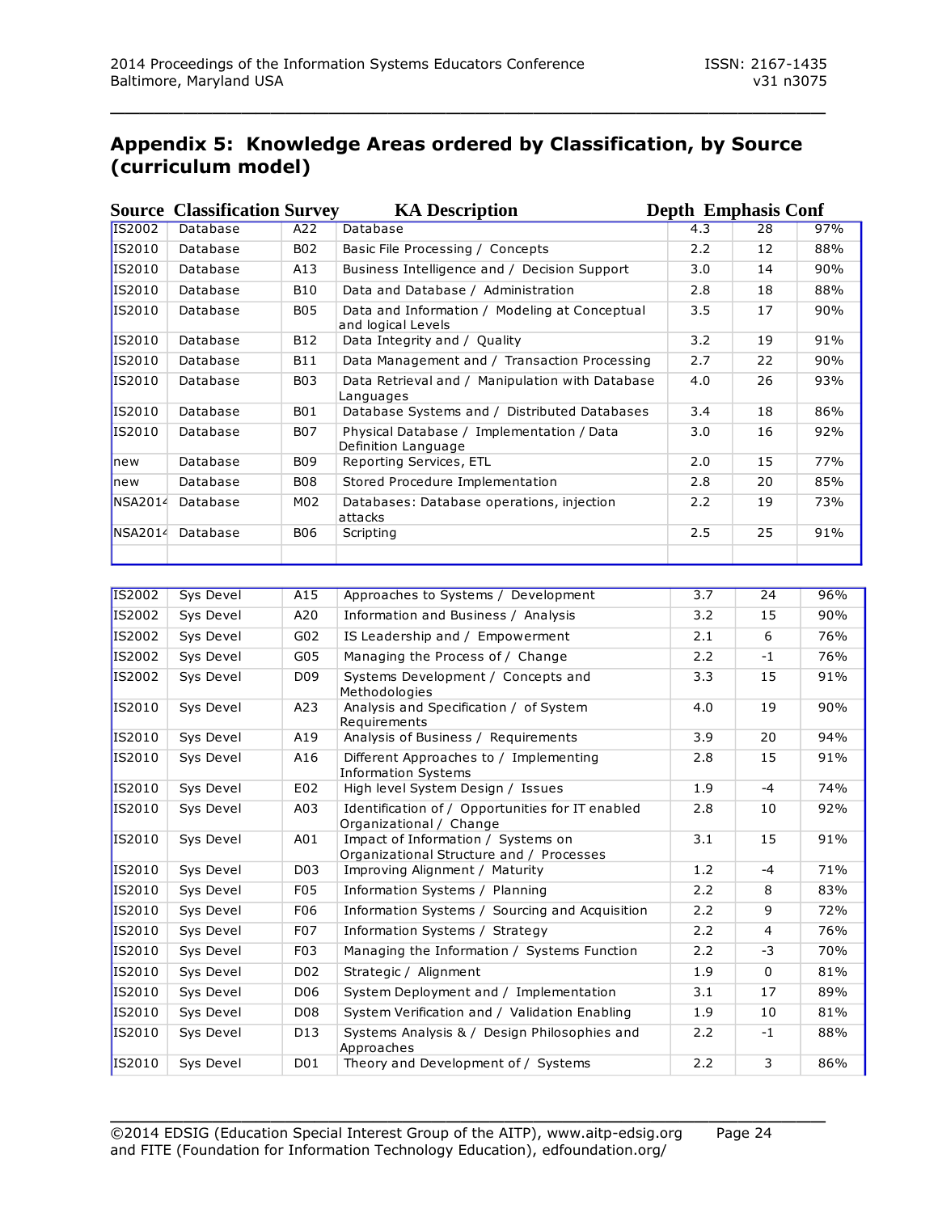## Appendix 5: Knowledge Areas ordered by Classification, by Source (curriculum model)

| Source | Classification | Survey | KA Description | Depth | Emphasis | Conf |
|---|---|---|---|---|---|---|
| IS2002 | Database | A22 | Database | 4.3 | 28 | 97% |
| IS2010 | Database | B02 | Basic File Processing / Concepts | 2.2 | 12 | 88% |
| IS2010 | Database | A13 | Business Intelligence and / Decision Support | 3.0 | 14 | 90% |
| IS2010 | Database | B10 | Data and Database / Administration | 2.8 | 18 | 88% |
| IS2010 | Database | B05 | Data and Information / Modeling at Conceptual and logical Levels | 3.5 | 17 | 90% |
| IS2010 | Database | B12 | Data Integrity and / Quality | 3.2 | 19 | 91% |
| IS2010 | Database | B11 | Data Management and / Transaction Processing | 2.7 | 22 | 90% |
| IS2010 | Database | B03 | Data Retrieval and / Manipulation with Database Languages | 4.0 | 26 | 93% |
| IS2010 | Database | B01 | Database Systems and / Distributed Databases | 3.4 | 18 | 86% |
| IS2010 | Database | B07 | Physical Database / Implementation / Data Definition Language | 3.0 | 16 | 92% |
| new | Database | B09 | Reporting Services, ETL | 2.0 | 15 | 77% |
| new | Database | B08 | Stored Procedure Implementation | 2.8 | 20 | 85% |
| NSA2014 | Database | M02 | Databases: Database operations, injection attacks | 2.2 | 19 | 73% |
| NSA2014 | Database | B06 | Scripting | 2.5 | 25 | 91% |
| | | | | | | |

| Source | Classification | Survey | KA Description | Depth | Emphasis | Conf |
|---|---|---|---|---|---|---|
| IS2002 | Sys Devel | A15 | Approaches to Systems / Development | 3.7 | 24 | 96% |
| IS2002 | Sys Devel | A20 | Information and Business / Analysis | 3.2 | 15 | 90% |
| IS2002 | Sys Devel | G02 | IS Leadership and / Empowerment | 2.1 | 6 | 76% |
| IS2002 | Sys Devel | G05 | Managing the Process of / Change | 2.2 | -1 | 76% |
| IS2002 | Sys Devel | D09 | Systems Development / Concepts and Methodologies | 3.3 | 15 | 91% |
| IS2010 | Sys Devel | A23 | Analysis and Specification / of System Requirements | 4.0 | 19 | 90% |
| IS2010 | Sys Devel | A19 | Analysis of Business / Requirements | 3.9 | 20 | 94% |
| IS2010 | Sys Devel | A16 | Different Approaches to / Implementing Information Systems | 2.8 | 15 | 91% |
| IS2010 | Sys Devel | E02 | High level System Design / Issues | 1.9 | -4 | 74% |
| IS2010 | Sys Devel | A03 | Identification of / Opportunities for IT enabled Organizational / Change | 2.8 | 10 | 92% |
| IS2010 | Sys Devel | A01 | Impact of Information / Systems on Organizational Structure and / Processes | 3.1 | 15 | 91% |
| IS2010 | Sys Devel | D03 | Improving Alignment / Maturity | 1.2 | -4 | 71% |
| IS2010 | Sys Devel | F05 | Information Systems / Planning | 2.2 | 8 | 83% |
| IS2010 | Sys Devel | F06 | Information Systems / Sourcing and Acquisition | 2.2 | 9 | 72% |
| IS2010 | Sys Devel | F07 | Information Systems / Strategy | 2.2 | 4 | 76% |
| IS2010 | Sys Devel | F03 | Managing the Information / Systems Function | 2.2 | -3 | 70% |
| IS2010 | Sys Devel | D02 | Strategic / Alignment | 1.9 | 0 | 81% |
| IS2010 | Sys Devel | D06 | System Deployment and / Implementation | 3.1 | 17 | 89% |
| IS2010 | Sys Devel | D08 | System Verification and / Validation Enabling | 1.9 | 10 | 81% |
| IS2010 | Sys Devel | D13 | Systems Analysis & / Design Philosophies and Approaches | 2.2 | -1 | 88% |
| IS2010 | Sys Devel | D01 | Theory and Development of / Systems | 2.2 | 3 | 86% |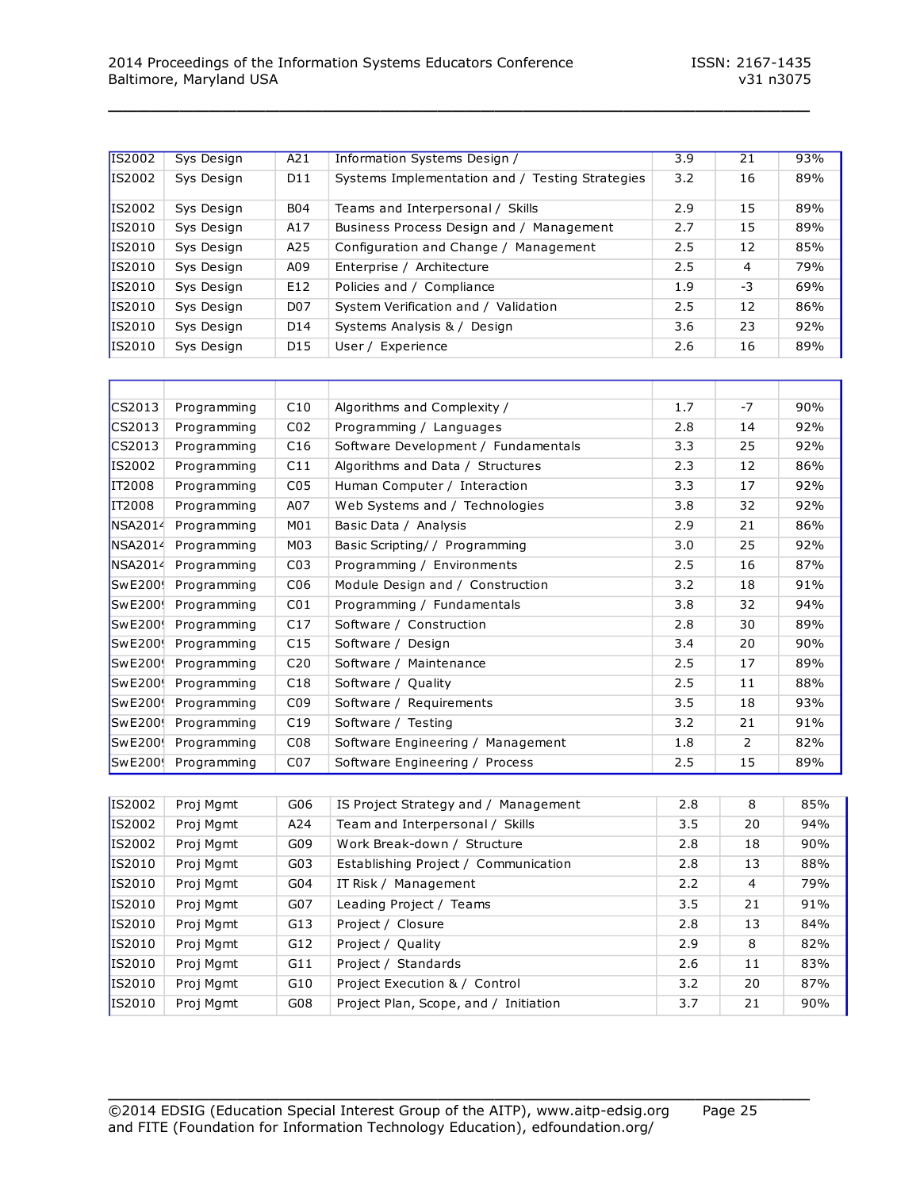| | | | | | | |
|---|---|---|---|---|---|---|
| IS2002 | Sys Design | A21 | Information Systems Design / | 3.9 | 21 | 93% |
| IS2002 | Sys Design | D11 | Systems Implementation and / Testing Strategies | 3.2 | 16 | 89% |
| IS2002 | Sys Design | B04 | Teams and Interpersonal / Skills | 2.9 | 15 | 89% |
| IS2010 | Sys Design | A17 | Business Process Design and / Management | 2.7 | 15 | 89% |
| IS2010 | Sys Design | A25 | Configuration and Change / Management | 2.5 | 12 | 85% |
| IS2010 | Sys Design | A09 | Enterprise / Architecture | 2.5 | 4 | 79% |
| IS2010 | Sys Design | E12 | Policies and / Compliance | 1.9 | -3 | 69% |
| IS2010 | Sys Design | D07 | System Verification and / Validation | 2.5 | 12 | 86% |
| IS2010 | Sys Design | D14 | Systems Analysis & / Design | 3.6 | 23 | 92% |
| IS2010 | Sys Design | D15 | User / Experience | 2.6 | 16 | 89% |

| | | | | | | |
|---|---|---|---|---|---|---|
| CS2013 | Programming | C10 | Algorithms and Complexity / | 1.7 | -7 | 90% |
| CS2013 | Programming | C02 | Programming / Languages | 2.8 | 14 | 92% |
| CS2013 | Programming | C16 | Software Development / Fundamentals | 3.3 | 25 | 92% |
| IS2002 | Programming | C11 | Algorithms and Data / Structures | 2.3 | 12 | 86% |
| IT2008 | Programming | C05 | Human Computer / Interaction | 3.3 | 17 | 92% |
| IT2008 | Programming | A07 | Web Systems and / Technologies | 3.8 | 32 | 92% |
| NSA2014 | Programming | M01 | Basic Data / Analysis | 2.9 | 21 | 86% |
| NSA2014 | Programming | M03 | Basic Scripting/ / Programming | 3.0 | 25 | 92% |
| NSA2014 | Programming | C03 | Programming / Environments | 2.5 | 16 | 87% |
| SwE2009 | Programming | C06 | Module Design and / Construction | 3.2 | 18 | 91% |
| SwE2009 | Programming | C01 | Programming / Fundamentals | 3.8 | 32 | 94% |
| SwE2009 | Programming | C17 | Software / Construction | 2.8 | 30 | 89% |
| SwE2009 | Programming | C15 | Software / Design | 3.4 | 20 | 90% |
| SwE2009 | Programming | C20 | Software / Maintenance | 2.5 | 17 | 89% |
| SwE2009 | Programming | C18 | Software / Quality | 2.5 | 11 | 88% |
| SwE2009 | Programming | C09 | Software / Requirements | 3.5 | 18 | 93% |
| SwE2009 | Programming | C19 | Software / Testing | 3.2 | 21 | 91% |
| SwE2009 | Programming | C08 | Software Engineering / Management | 1.8 | 2 | 82% |
| SwE2009 | Programming | C07 | Software Engineering / Process | 2.5 | 15 | 89% |

| | | | | | | |
|---|---|---|---|---|---|---|
| IS2002 | Proj Mgmt | G06 | IS Project Strategy and / Management | 2.8 | 8 | 85% |
| IS2002 | Proj Mgmt | A24 | Team and Interpersonal / Skills | 3.5 | 20 | 94% |
| IS2002 | Proj Mgmt | G09 | Work Break-down / Structure | 2.8 | 18 | 90% |
| IS2010 | Proj Mgmt | G03 | Establishing Project / Communication | 2.8 | 13 | 88% |
| IS2010 | Proj Mgmt | G04 | IT Risk / Management | 2.2 | 4 | 79% |
| IS2010 | Proj Mgmt | G07 | Leading Project / Teams | 3.5 | 21 | 91% |
| IS2010 | Proj Mgmt | G13 | Project / Closure | 2.8 | 13 | 84% |
| IS2010 | Proj Mgmt | G12 | Project / Quality | 2.9 | 8 | 82% |
| IS2010 | Proj Mgmt | G11 | Project / Standards | 2.6 | 11 | 83% |
| IS2010 | Proj Mgmt | G10 | Project Execution & / Control | 3.2 | 20 | 87% |
| IS2010 | Proj Mgmt | G08 | Project Plan, Scope, and / Initiation | 3.7 | 21 | 90% |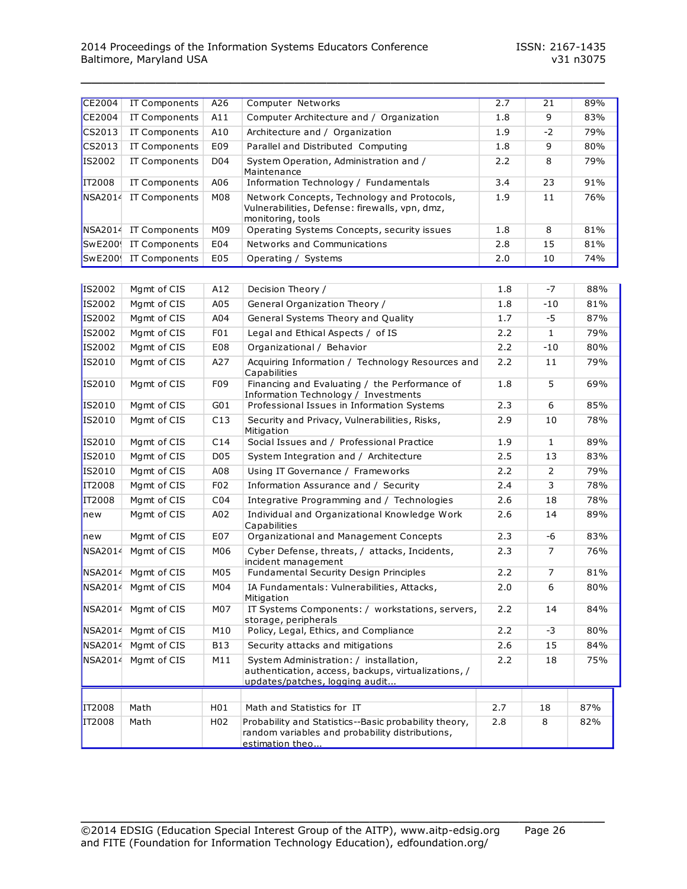| | | | | | | |
|---|---|---|---|---|---|---|
| CE2004 | IT Components | A26 | Computer Networks | 2.7 | 21 | 89% |
| CE2004 | IT Components | A11 | Computer Architecture and / Organization | 1.8 | 9 | 83% |
| CS2013 | IT Components | A10 | Architecture and / Organization | 1.9 | -2 | 79% |
| CS2013 | IT Components | E09 | Parallel and Distributed Computing | 1.8 | 9 | 80% |
| IS2002 | IT Components | D04 | System Operation, Administration and / Maintenance | 2.2 | 8 | 79% |
| IT2008 | IT Components | A06 | Information Technology / Fundamentals | 3.4 | 23 | 91% |
| NSA2014 | IT Components | M08 | Network Concepts, Technology and Protocols, Vulnerabilities, Defense: firewalls, vpn, dmz, monitoring, tools | 1.9 | 11 | 76% |
| NSA2014 | IT Components | M09 | Operating Systems Concepts, security issues | 1.8 | 8 | 81% |
| SwE2009 | IT Components | E04 | Networks and Communications | 2.8 | 15 | 81% |
| SwE2009 | IT Components | E05 | Operating / Systems | 2.0 | 10 | 74% |

| | | | | | | |
|---|---|---|---|---|---|---|
| IS2002 | Mgmt of CIS | A12 | Decision Theory / | 1.8 | -7 | 88% |
| IS2002 | Mgmt of CIS | A05 | General Organization Theory / | 1.8 | -10 | 81% |
| IS2002 | Mgmt of CIS | A04 | General Systems Theory and Quality | 1.7 | -5 | 87% |
| IS2002 | Mgmt of CIS | F01 | Legal and Ethical Aspects / of IS | 2.2 | 1 | 79% |
| IS2002 | Mgmt of CIS | E08 | Organizational / Behavior | 2.2 | -10 | 80% |
| IS2010 | Mgmt of CIS | A27 | Acquiring Information / Technology Resources and Capabilities | 2.2 | 11 | 79% |
| IS2010 | Mgmt of CIS | F09 | Financing and Evaluating / the Performance of Information Technology / Investments | 1.8 | 5 | 69% |
| IS2010 | Mgmt of CIS | G01 | Professional Issues in Information Systems | 2.3 | 6 | 85% |
| IS2010 | Mgmt of CIS | C13 | Security and Privacy, Vulnerabilities, Risks, Mitigation | 2.9 | 10 | 78% |
| IS2010 | Mgmt of CIS | C14 | Social Issues and / Professional Practice | 1.9 | 1 | 89% |
| IS2010 | Mgmt of CIS | D05 | System Integration and / Architecture | 2.5 | 13 | 83% |
| IS2010 | Mgmt of CIS | A08 | Using IT Governance / Frameworks | 2.2 | 2 | 79% |
| IT2008 | Mgmt of CIS | F02 | Information Assurance and / Security | 2.4 | 3 | 78% |
| IT2008 | Mgmt of CIS | C04 | Integrative Programming and / Technologies | 2.6 | 18 | 78% |
| new | Mgmt of CIS | A02 | Individual and Organizational Knowledge Work Capabilities | 2.6 | 14 | 89% |
| new | Mgmt of CIS | E07 | Organizational and Management Concepts | 2.3 | -6 | 83% |
| NSA2014 | Mgmt of CIS | M06 | Cyber Defense, threats, / attacks, Incidents, incident management | 2.3 | 7 | 76% |
| NSA2014 | Mgmt of CIS | M05 | Fundamental Security Design Principles | 2.2 | 7 | 81% |
| NSA2014 | Mgmt of CIS | M04 | IA Fundamentals: Vulnerabilities, Attacks, Mitigation | 2.0 | 6 | 80% |
| NSA2014 | Mgmt of CIS | M07 | IT Systems Components: / workstations, servers, storage, peripherals | 2.2 | 14 | 84% |
| NSA2014 | Mgmt of CIS | M10 | Policy, Legal, Ethics, and Compliance | 2.2 | -3 | 80% |
| NSA2014 | Mgmt of CIS | B13 | Security attacks and mitigations | 2.6 | 15 | 84% |
| NSA2014 | Mgmt of CIS | M11 | System Administration: / installation, authentication, access, backups, virtualizations, / updates/patches, logging audit... | 2.2 | 18 | 75% |

| | | | | | | |
|---|---|---|---|---|---|---|
| IT2008 | Math | H01 | Math and Statistics for IT | 2.7 | 18 | 87% |
| IT2008 | Math | H02 | Probability and Statistics--Basic probability theory, random variables and probability distributions, estimation theo... | 2.8 | 8 | 82% |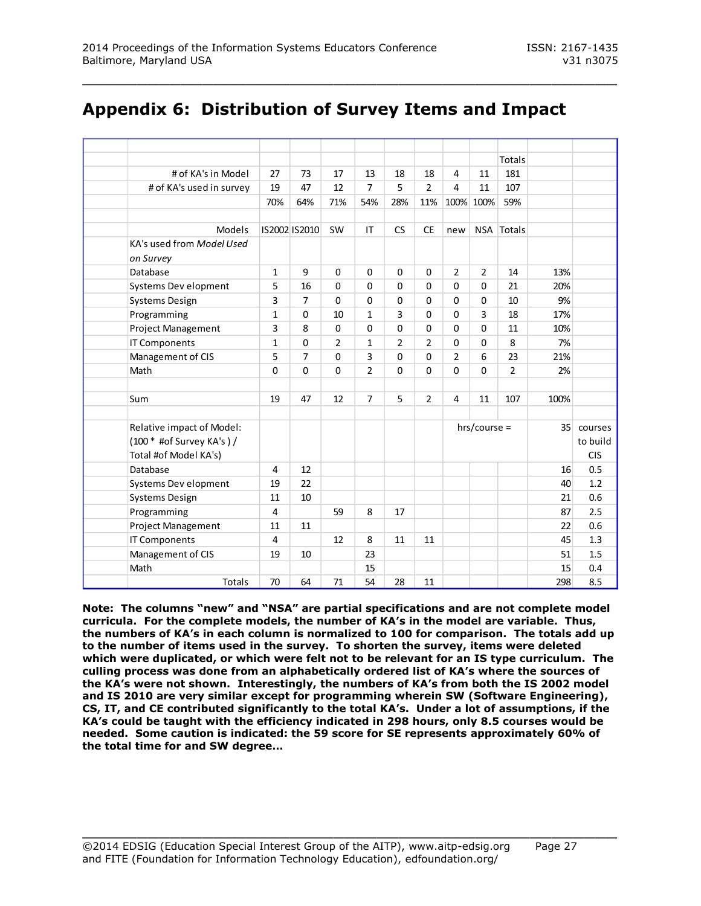## Appendix 6: Distribution of Survey Items and Impact

| | | | | | | | | | | | |
|---|---|---|---|---|---|---|---|---|---|---|---|
| | | | | | | | | | Totals | | |
| # of KA's in Model | 27 | 73 | 17 | 13 | 18 | 18 | 4 | 11 | 181 | | |
| # of KA's used in survey | 19 | 47 | 12 | 7 | 5 | 2 | 4 | 11 | 107 | | |
| | 70% | 64% | 71% | 54% | 28% | 11% | 100% | 100% | 59% | | |
| | | | | | | | | | | | |
| Models | IS2002 | IS2010 | SW | IT | CS | CE | new | NSA | Totals | | |
| KA's used from *Model Used on Survey* | | | | | | | | | | | |
| Database | 1 | 9 | 0 | 0 | 0 | 0 | 2 | 2 | 14 | 13% | |
| Systems Dev elopment | 5 | 16 | 0 | 0 | 0 | 0 | 0 | 0 | 21 | 20% | |
| Systems Design | 3 | 7 | 0 | 0 | 0 | 0 | 0 | 0 | 10 | 9% | |
| Programming | 1 | 0 | 10 | 1 | 3 | 0 | 0 | 3 | 18 | 17% | |
| Project Management | 3 | 8 | 0 | 0 | 0 | 0 | 0 | 0 | 11 | 10% | |
| IT Components | 1 | 0 | 2 | 1 | 2 | 2 | 0 | 0 | 8 | 7% | |
| Management of CIS | 5 | 7 | 0 | 3 | 0 | 0 | 2 | 6 | 23 | 21% | |
| Math | 0 | 0 | 0 | 2 | 0 | 0 | 0 | 0 | 2 | 2% | |
| | | | | | | | | | | | |
| Sum | 19 | 47 | 12 | 7 | 5 | 2 | 4 | 11 | 107 | 100% | |
| | | | | | | | | | | | |
| Relative impact of Model: (100 * #of Survey KA's ) / Total #of Model KA's) | | | | | | | hrs/course = | | | 35 | courses to build CIS |
| Database | 4 | 12 | | | | | | | | 16 | 0.5 |
| Systems Dev elopment | 19 | 22 | | | | | | | | 40 | 1.2 |
| Systems Design | 11 | 10 | | | | | | | | 21 | 0.6 |
| Programming | 4 | | 59 | 8 | 17 | | | | | 87 | 2.5 |
| Project Management | 11 | 11 | | | | | | | | 22 | 0.6 |
| IT Components | 4 | | 12 | 8 | 11 | 11 | | | | 45 | 1.3 |
| Management of CIS | 19 | 10 | | 23 | | | | | | 51 | 1.5 |
| Math | | | | 15 | | | | | | 15 | 0.4 |
| Totals | 70 | 64 | 71 | 54 | 28 | 11 | | | | 298 | 8.5 |

**Note: The columns "new" and "NSA" are partial specifications and are not complete model curricula. For the complete models, the number of KA's in the model are variable. Thus, the numbers of KA's in each column is normalized to 100 for comparison. The totals add up to the number of items used in the survey. To shorten the survey, items were deleted which were duplicated, or which were felt not to be relevant for an IS type curriculum. The culling process was done from an alphabetically ordered list of KA's where the sources of the KA's were not shown. Interestingly, the numbers of KA's from both the IS 2002 model and IS 2010 are very similar except for programming wherein SW (Software Engineering), CS, IT, and CE contributed significantly to the total KA's. Under a lot of assumptions, if the KA's could be taught with the efficiency indicated in 298 hours, only 8.5 courses would be needed. Some caution is indicated: the 59 score for SE represents approximately 60% of the total time for and SW degree…**